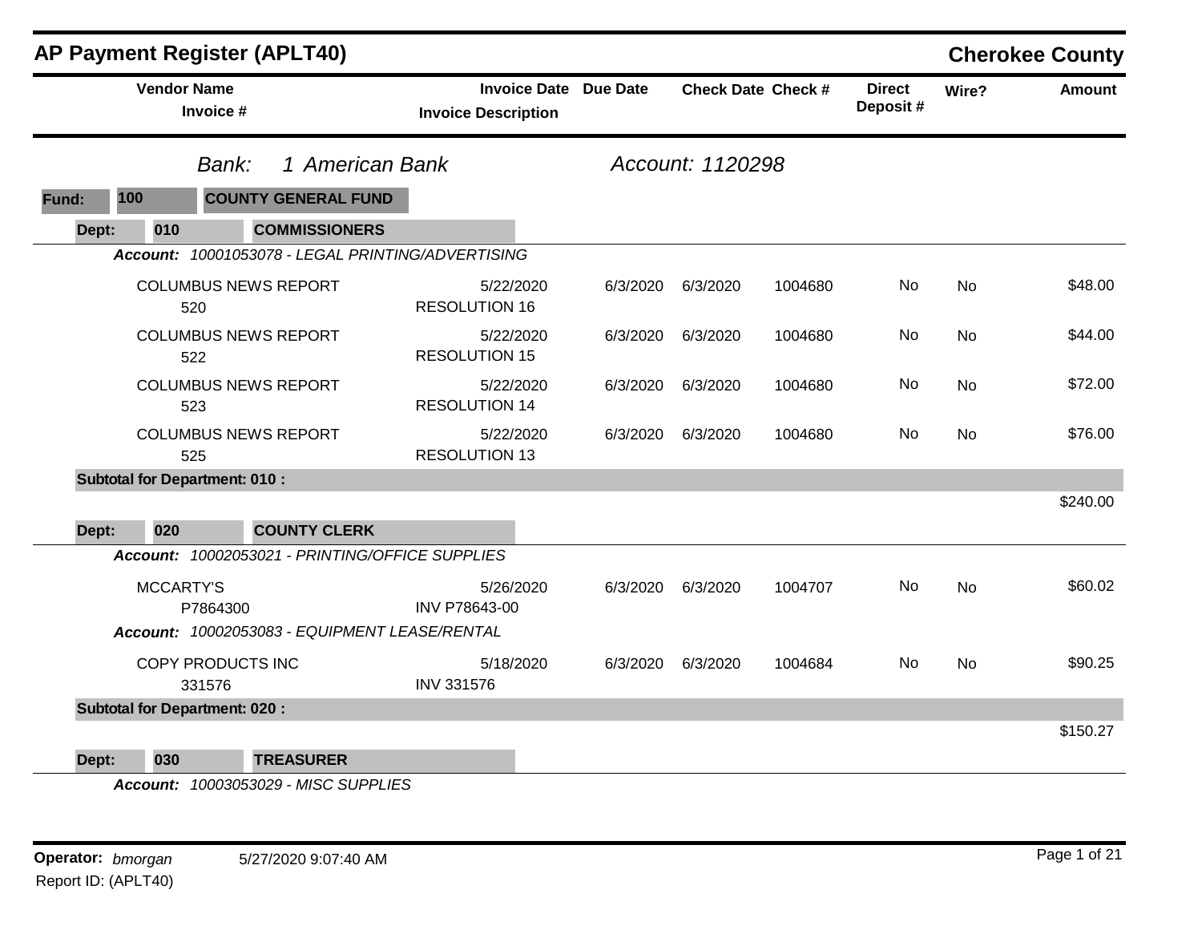# AP Payment Register (APLT40)

## Cherokee County

*Bank:* *1 American Bank* *Account: 1120298*

**Fund: 100 COUNTY GENERAL FUND**

**Dept: 010 COMMISSIONERS**

***Account:*** *10001053078 - LEGAL PRINTING/ADVERTISING*

| Vendor Name / Invoice # | Invoice Date / Invoice Description | Due Date | Check Date | Check # | Direct Deposit # | Wire? | Amount |
|---|---|---|---|---|---|---|---|
| COLUMBUS NEWS REPORT 520 | 5/22/2020 RESOLUTION 16 | 6/3/2020 | 6/3/2020 | 1004680 | No | No | $48.00 |
| COLUMBUS NEWS REPORT 522 | 5/22/2020 RESOLUTION 15 | 6/3/2020 | 6/3/2020 | 1004680 | No | No | $44.00 |
| COLUMBUS NEWS REPORT 523 | 5/22/2020 RESOLUTION 14 | 6/3/2020 | 6/3/2020 | 1004680 | No | No | $72.00 |
| COLUMBUS NEWS REPORT 525 | 5/22/2020 RESOLUTION 13 | 6/3/2020 | 6/3/2020 | 1004680 | No | No | $76.00 |
| **Subtotal for Department: 010 :** | | | | | | | $240.00 |

**Dept: 020 COUNTY CLERK**

***Account:*** *10002053021 - PRINTING/OFFICE SUPPLIES*

| Vendor Name / Invoice # | Invoice Date / Invoice Description | Due Date | Check Date | Check # | Direct Deposit # | Wire? | Amount |
|---|---|---|---|---|---|---|---|
| MCCARTY'S P7864300 | 5/26/2020 INV P78643-00 | 6/3/2020 | 6/3/2020 | 1004707 | No | No | $60.02 |

***Account:*** *10002053083 - EQUIPMENT LEASE/RENTAL*

| Vendor Name / Invoice # | Invoice Date / Invoice Description | Due Date | Check Date | Check # | Direct Deposit # | Wire? | Amount |
|---|---|---|---|---|---|---|---|
| COPY PRODUCTS INC 331576 | 5/18/2020 INV 331576 | 6/3/2020 | 6/3/2020 | 1004684 | No | No | $90.25 |
| **Subtotal for Department: 020 :** | | | | | | | $150.27 |

**Dept: 030 TREASURER**

***Account:*** *10003053029 - MISC SUPPLIES*

**Operator:** *bmorgan* 5/27/2020 9:07:40 AM

Report ID: (APLT40)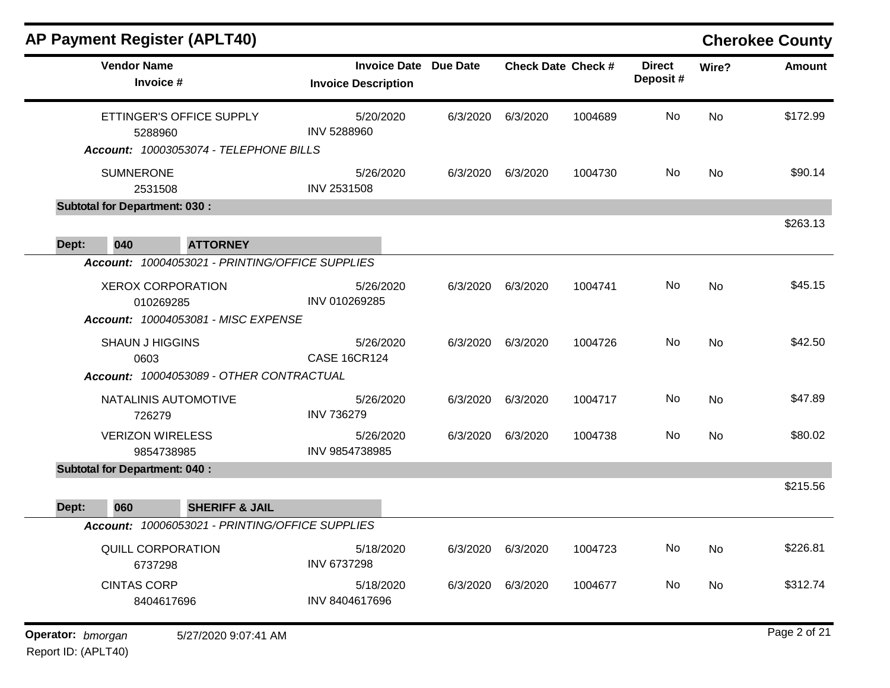## AP Payment Register (APLT40)

**Cherokee County**

| Vendor Name / Invoice # | Invoice Date / Invoice Description | Due Date | Check Date | Check # | Direct Deposit # | Wire? | Amount |
|---|---|---|---|---|---|---|---|
| ETTINGER'S OFFICE SUPPLY<br>5288960 | 5/20/2020<br>INV 5288960 | 6/3/2020 | 6/3/2020 | 1004689 | No | No | $172.99 |
| ***Account:** 10003053074 - TELEPHONE BILLS* | | | | | | | |
| SUMNERONE<br>2531508 | 5/26/2020<br>INV 2531508 | 6/3/2020 | 6/3/2020 | 1004730 | No | No | $90.14 |
| **Subtotal for Department: 030 :** | | | | | | | $263.13 |
| **Dept: 040 ATTORNEY** | | | | | | | |
| ***Account:** 10004053021 - PRINTING/OFFICE SUPPLIES* | | | | | | | |
| XEROX CORPORATION<br>010269285 | 5/26/2020<br>INV 010269285 | 6/3/2020 | 6/3/2020 | 1004741 | No | No | $45.15 |
| ***Account:** 10004053081 - MISC EXPENSE* | | | | | | | |
| SHAUN J HIGGINS<br>0603 | 5/26/2020<br>CASE 16CR124 | 6/3/2020 | 6/3/2020 | 1004726 | No | No | $42.50 |
| ***Account:** 10004053089 - OTHER CONTRACTUAL* | | | | | | | |
| NATALINIS AUTOMOTIVE<br>726279 | 5/26/2020<br>INV 736279 | 6/3/2020 | 6/3/2020 | 1004717 | No | No | $47.89 |
| VERIZON WIRELESS<br>9854738985 | 5/26/2020<br>INV 9854738985 | 6/3/2020 | 6/3/2020 | 1004738 | No | No | $80.02 |
| **Subtotal for Department: 040 :** | | | | | | | $215.56 |
| **Dept: 060 SHERIFF & JAIL** | | | | | | | |
| ***Account:** 10006053021 - PRINTING/OFFICE SUPPLIES* | | | | | | | |
| QUILL CORPORATION<br>6737298 | 5/18/2020<br>INV 6737298 | 6/3/2020 | 6/3/2020 | 1004723 | No | No | $226.81 |
| CINTAS CORP<br>8404617696 | 5/18/2020<br>INV 8404617696 | 6/3/2020 | 6/3/2020 | 1004677 | No | No | $312.74 |

**Operator:** *bmorgan* 5/27/2020 9:07:41 AM

Report ID: (APLT40)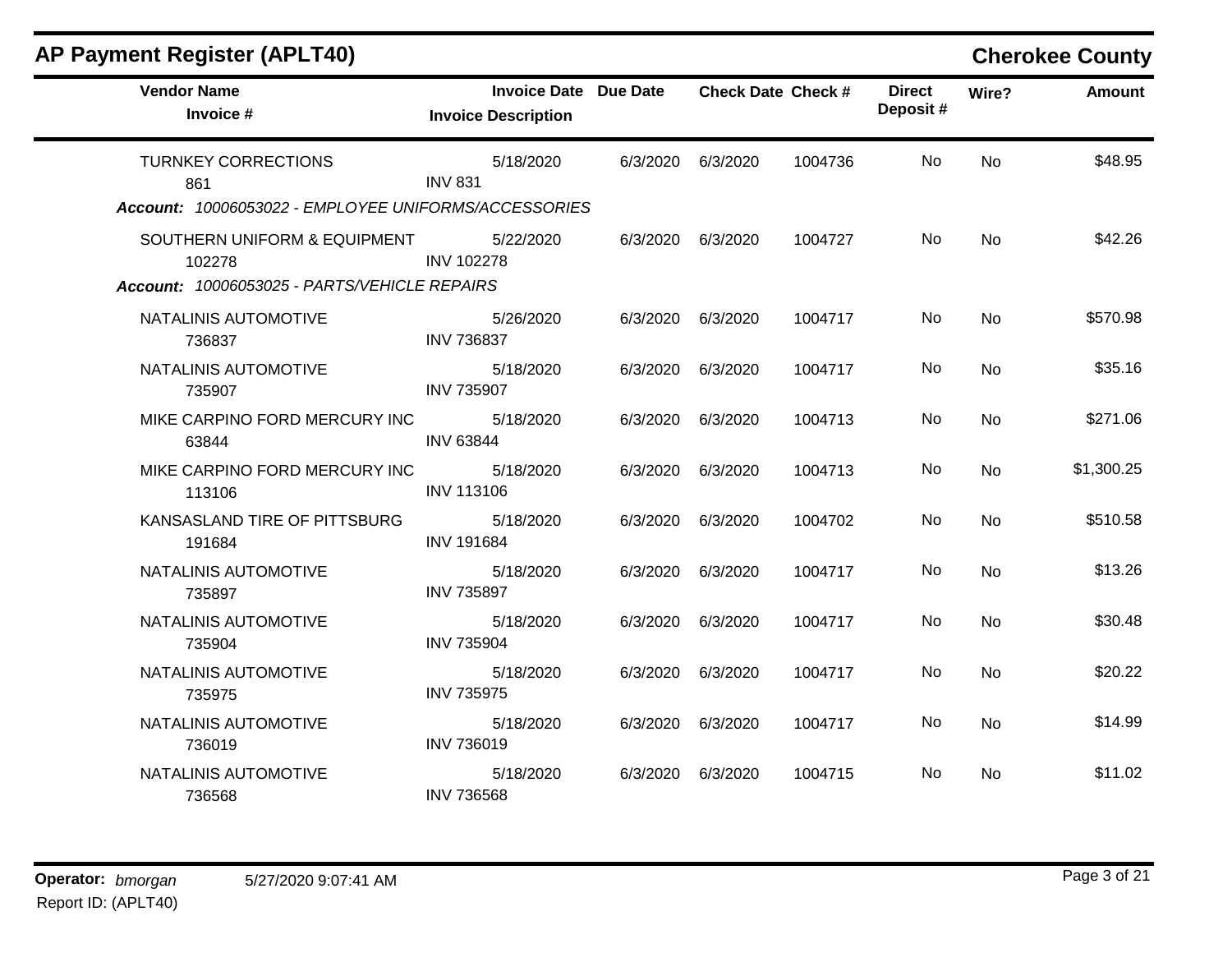## AP Payment Register (APLT40)

**Cherokee County**

| Vendor Name / Invoice # | Invoice Date / Invoice Description | Due Date | Check Date | Check # | Direct Deposit # | Wire? | Amount |
|---|---|---|---|---|---|---|---|
| TURNKEY CORRECTIONS<br>861 | 5/18/2020<br>INV 831 | 6/3/2020 | 6/3/2020 | 1004736 | No | No | $48.95 |

***Account:*** *10006053022 - EMPLOYEE UNIFORMS/ACCESSORIES*

| Vendor Name / Invoice # | Invoice Date / Invoice Description | Due Date | Check Date | Check # | Direct Deposit # | Wire? | Amount |
|---|---|---|---|---|---|---|---|
| SOUTHERN UNIFORM & EQUIPMENT<br>102278 | 5/22/2020<br>INV 102278 | 6/3/2020 | 6/3/2020 | 1004727 | No | No | $42.26 |

***Account:*** *10006053025 - PARTS/VEHICLE REPAIRS*

| Vendor Name / Invoice # | Invoice Date / Invoice Description | Due Date | Check Date | Check # | Direct Deposit # | Wire? | Amount |
|---|---|---|---|---|---|---|---|
| NATALINIS AUTOMOTIVE<br>736837 | 5/26/2020<br>INV 736837 | 6/3/2020 | 6/3/2020 | 1004717 | No | No | $570.98 |
| NATALINIS AUTOMOTIVE<br>735907 | 5/18/2020<br>INV 735907 | 6/3/2020 | 6/3/2020 | 1004717 | No | No | $35.16 |
| MIKE CARPINO FORD MERCURY INC<br>63844 | 5/18/2020<br>INV 63844 | 6/3/2020 | 6/3/2020 | 1004713 | No | No | $271.06 |
| MIKE CARPINO FORD MERCURY INC<br>113106 | 5/18/2020<br>INV 113106 | 6/3/2020 | 6/3/2020 | 1004713 | No | No | $1,300.25 |
| KANSASLAND TIRE OF PITTSBURG<br>191684 | 5/18/2020<br>INV 191684 | 6/3/2020 | 6/3/2020 | 1004702 | No | No | $510.58 |
| NATALINIS AUTOMOTIVE<br>735897 | 5/18/2020<br>INV 735897 | 6/3/2020 | 6/3/2020 | 1004717 | No | No | $13.26 |
| NATALINIS AUTOMOTIVE<br>735904 | 5/18/2020<br>INV 735904 | 6/3/2020 | 6/3/2020 | 1004717 | No | No | $30.48 |
| NATALINIS AUTOMOTIVE<br>735975 | 5/18/2020<br>INV 735975 | 6/3/2020 | 6/3/2020 | 1004717 | No | No | $20.22 |
| NATALINIS AUTOMOTIVE<br>736019 | 5/18/2020<br>INV 736019 | 6/3/2020 | 6/3/2020 | 1004717 | No | No | $14.99 |
| NATALINIS AUTOMOTIVE<br>736568 | 5/18/2020<br>INV 736568 | 6/3/2020 | 6/3/2020 | 1004715 | No | No | $11.02 |

**Operator:** *bmorgan* 5/27/2020 9:07:41 AM

Report ID: (APLT40)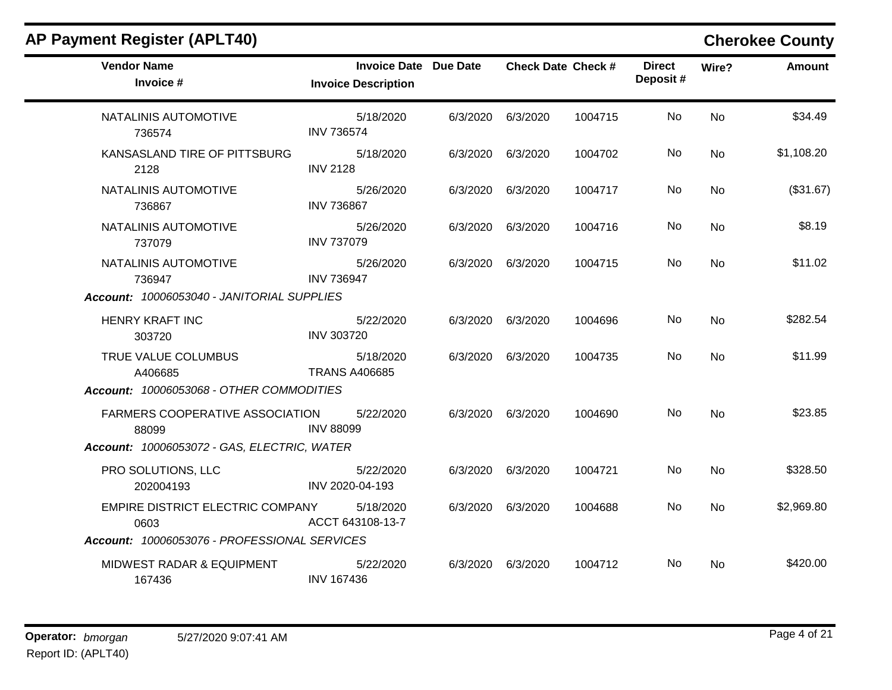## AP Payment Register (APLT40)

**Cherokee County**

| Vendor Name / Invoice # | Invoice Date / Invoice Description | Due Date | Check Date | Check # | Direct Deposit # | Wire? | Amount |
|---|---|---|---|---|---|---|---|
| NATALINIS AUTOMOTIVE<br>736574 | 5/18/2020<br>INV 736574 | 6/3/2020 | 6/3/2020 | 1004715 | No | No | $34.49 |
| KANSASLAND TIRE OF PITTSBURG<br>2128 | 5/18/2020<br>INV 2128 | 6/3/2020 | 6/3/2020 | 1004702 | No | No | $1,108.20 |
| NATALINIS AUTOMOTIVE<br>736867 | 5/26/2020<br>INV 736867 | 6/3/2020 | 6/3/2020 | 1004717 | No | No | ($31.67) |
| NATALINIS AUTOMOTIVE<br>737079 | 5/26/2020<br>INV 737079 | 6/3/2020 | 6/3/2020 | 1004716 | No | No | $8.19 |
| NATALINIS AUTOMOTIVE<br>736947 | 5/26/2020<br>INV 736947 | 6/3/2020 | 6/3/2020 | 1004715 | No | No | $11.02 |
| ***Account:*** *10006053040 - JANITORIAL SUPPLIES* | | | | | | | |
| HENRY KRAFT INC<br>303720 | 5/22/2020<br>INV 303720 | 6/3/2020 | 6/3/2020 | 1004696 | No | No | $282.54 |
| TRUE VALUE COLUMBUS<br>A406685 | 5/18/2020<br>TRANS A406685 | 6/3/2020 | 6/3/2020 | 1004735 | No | No | $11.99 |
| ***Account:*** *10006053068 - OTHER COMMODITIES* | | | | | | | |
| FARMERS COOPERATIVE ASSOCIATION<br>88099 | 5/22/2020<br>INV 88099 | 6/3/2020 | 6/3/2020 | 1004690 | No | No | $23.85 |
| ***Account:*** *10006053072 - GAS, ELECTRIC, WATER* | | | | | | | |
| PRO SOLUTIONS, LLC<br>202004193 | 5/22/2020<br>INV 2020-04-193 | 6/3/2020 | 6/3/2020 | 1004721 | No | No | $328.50 |
| EMPIRE DISTRICT ELECTRIC COMPANY<br>0603 | 5/18/2020<br>ACCT 643108-13-7 | 6/3/2020 | 6/3/2020 | 1004688 | No | No | $2,969.80 |
| ***Account:*** *10006053076 - PROFESSIONAL SERVICES* | | | | | | | |
| MIDWEST RADAR & EQUIPMENT<br>167436 | 5/22/2020<br>INV 167436 | 6/3/2020 | 6/3/2020 | 1004712 | No | No | $420.00 |

**Operator:** *bmorgan* 5/27/2020 9:07:41 AM

Report ID: (APLT40)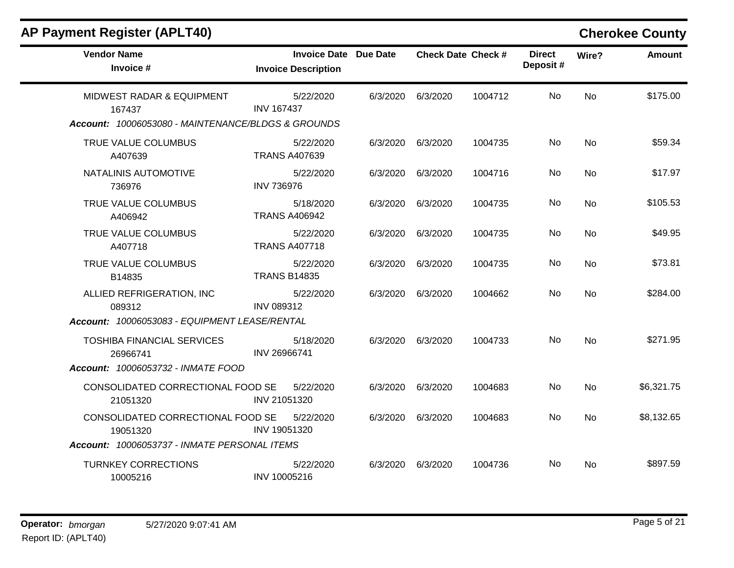# AP Payment Register (APLT40)

## Cherokee County

| Vendor Name / Invoice # | Invoice Date / Invoice Description | Due Date | Check Date | Check # | Direct Deposit # | Wire? | Amount |
|---|---|---|---|---|---|---|---|
| MIDWEST RADAR & EQUIPMENT<br>167437 | 5/22/2020<br>INV 167437 | 6/3/2020 | 6/3/2020 | 1004712 | No | No | $175.00 |
| ***Account: 10006053080 - MAINTENANCE/BLDGS & GROUNDS*** | | | | | | | |
| TRUE VALUE COLUMBUS<br>A407639 | 5/22/2020<br>TRANS A407639 | 6/3/2020 | 6/3/2020 | 1004735 | No | No | $59.34 |
| NATALINIS AUTOMOTIVE<br>736976 | 5/22/2020<br>INV 736976 | 6/3/2020 | 6/3/2020 | 1004716 | No | No | $17.97 |
| TRUE VALUE COLUMBUS<br>A406942 | 5/18/2020<br>TRANS A406942 | 6/3/2020 | 6/3/2020 | 1004735 | No | No | $105.53 |
| TRUE VALUE COLUMBUS<br>A407718 | 5/22/2020<br>TRANS A407718 | 6/3/2020 | 6/3/2020 | 1004735 | No | No | $49.95 |
| TRUE VALUE COLUMBUS<br>B14835 | 5/22/2020<br>TRANS B14835 | 6/3/2020 | 6/3/2020 | 1004735 | No | No | $73.81 |
| ALLIED REFRIGERATION, INC<br>089312 | 5/22/2020<br>INV 089312 | 6/3/2020 | 6/3/2020 | 1004662 | No | No | $284.00 |
| ***Account: 10006053083 - EQUIPMENT LEASE/RENTAL*** | | | | | | | |
| TOSHIBA FINANCIAL SERVICES<br>26966741 | 5/18/2020<br>INV 26966741 | 6/3/2020 | 6/3/2020 | 1004733 | No | No | $271.95 |
| ***Account: 10006053732 - INMATE FOOD*** | | | | | | | |
| CONSOLIDATED CORRECTIONAL FOOD SE<br>21051320 | 5/22/2020<br>INV 21051320 | 6/3/2020 | 6/3/2020 | 1004683 | No | No | $6,321.75 |
| CONSOLIDATED CORRECTIONAL FOOD SE<br>19051320 | 5/22/2020<br>INV 19051320 | 6/3/2020 | 6/3/2020 | 1004683 | No | No | $8,132.65 |
| ***Account: 10006053737 - INMATE PERSONAL ITEMS*** | | | | | | | |
| TURNKEY CORRECTIONS<br>10005216 | 5/22/2020<br>INV 10005216 | 6/3/2020 | 6/3/2020 | 1004736 | No | No | $897.59 |

**Operator:** *bmorgan* 5/27/2020 9:07:41 AM

Report ID: (APLT40)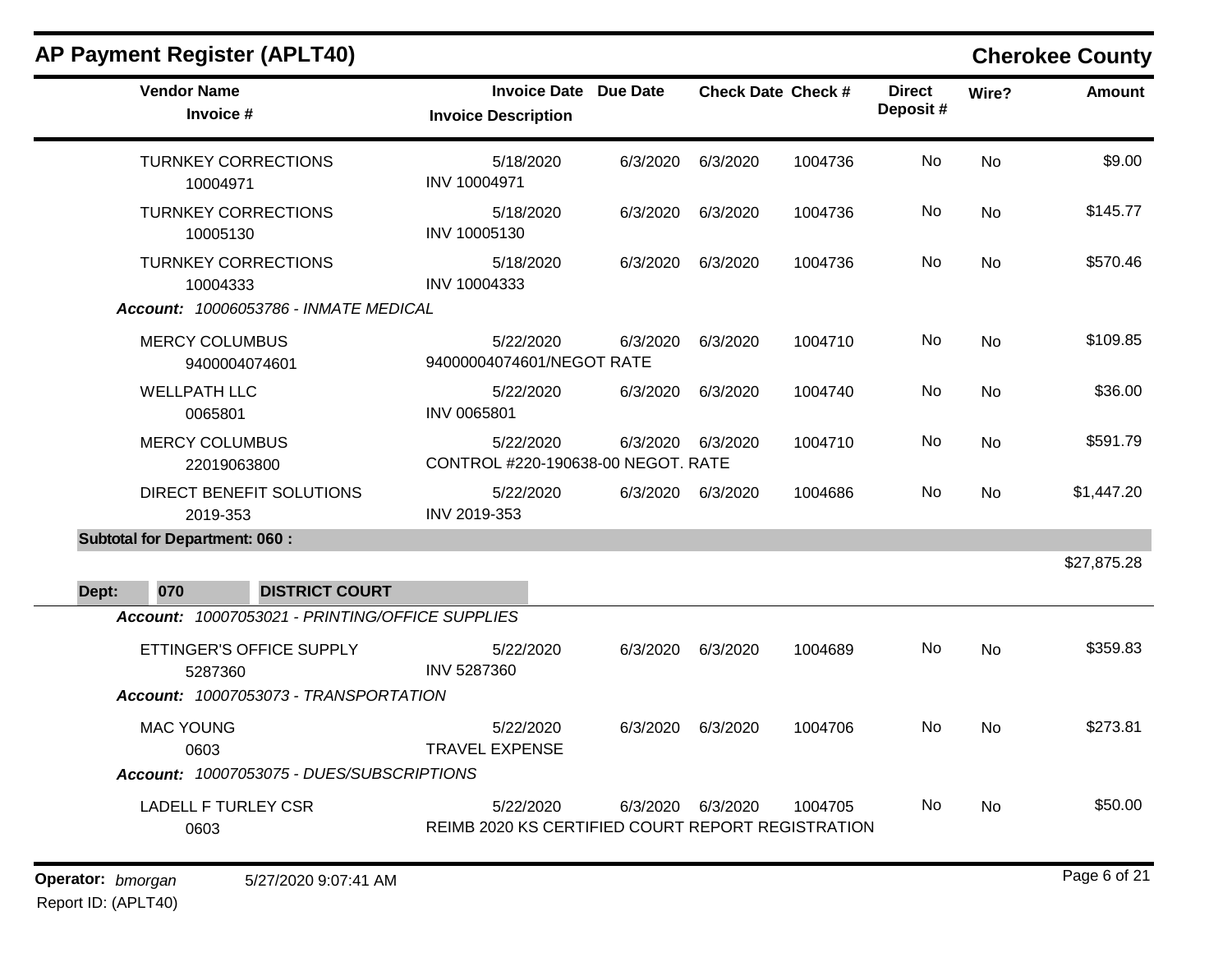## AP Payment Register (APLT40)

**Cherokee County**

| Vendor Name / Invoice # | Invoice Date / Invoice Description | Due Date | Check Date | Check # | Direct Deposit # | Wire? | Amount |
|---|---|---|---|---|---|---|---|
| TURNKEY CORRECTIONS<br>10004971 | 5/18/2020<br>INV 10004971 | 6/3/2020 | 6/3/2020 | 1004736 | No | No | $9.00 |
| TURNKEY CORRECTIONS<br>10005130 | 5/18/2020<br>INV 10005130 | 6/3/2020 | 6/3/2020 | 1004736 | No | No | $145.77 |
| TURNKEY CORRECTIONS<br>10004333 | 5/18/2020<br>INV 10004333 | 6/3/2020 | 6/3/2020 | 1004736 | No | No | $570.46 |
| ***Account: 10006053786 - INMATE MEDICAL*** | | | | | | | |
| MERCY COLUMBUS<br>9400004074601 | 5/22/2020<br>94000004074601/NEGOT RATE | 6/3/2020 | 6/3/2020 | 1004710 | No | No | $109.85 |
| WELLPATH LLC<br>0065801 | 5/22/2020<br>INV 0065801 | 6/3/2020 | 6/3/2020 | 1004740 | No | No | $36.00 |
| MERCY COLUMBUS<br>22019063800 | 5/22/2020<br>CONTROL #220-190638-00 NEGOT. RATE | 6/3/2020 | 6/3/2020 | 1004710 | No | No | $591.79 |
| DIRECT BENEFIT SOLUTIONS<br>2019-353 | 5/22/2020<br>INV 2019-353 | 6/3/2020 | 6/3/2020 | 1004686 | No | No | $1,447.20 |
| **Subtotal for Department: 060 :** | | | | | | | $27,875.28 |
| **Dept: 070 DISTRICT COURT** | | | | | | | |
| ***Account: 10007053021 - PRINTING/OFFICE SUPPLIES*** | | | | | | | |
| ETTINGER'S OFFICE SUPPLY<br>5287360 | 5/22/2020<br>INV 5287360 | 6/3/2020 | 6/3/2020 | 1004689 | No | No | $359.83 |
| ***Account: 10007053073 - TRANSPORTATION*** | | | | | | | |
| MAC YOUNG<br>0603 | 5/22/2020<br>TRAVEL EXPENSE | 6/3/2020 | 6/3/2020 | 1004706 | No | No | $273.81 |
| ***Account: 10007053075 - DUES/SUBSCRIPTIONS*** | | | | | | | |
| LADELL F TURLEY CSR<br>0603 | 5/22/2020<br>REIMB 2020 KS CERTIFIED COURT REPORT REGISTRATION | 6/3/2020 | 6/3/2020 | 1004705 | No | No | $50.00 |

**Operator:** *bmorgan* 5/27/2020 9:07:41 AM

Report ID: (APLT40)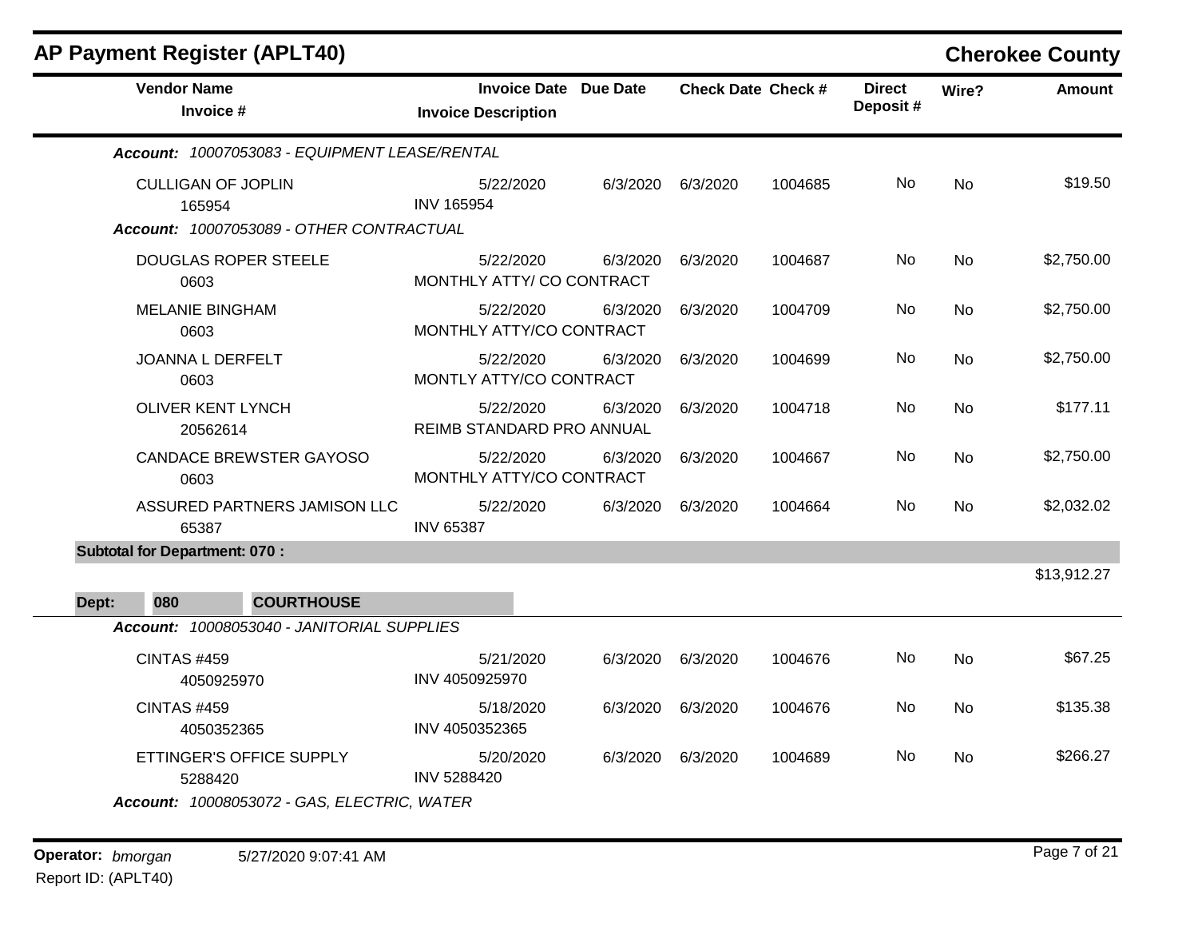# AP Payment Register (APLT40)

## Cherokee County

| Vendor Name / Invoice # | Invoice Date / Invoice Description | Due Date | Check Date | Check # | Direct Deposit # | Wire? | Amount |
|---|---|---|---|---|---|---|---|
| ***Account:** 10007053083 - EQUIPMENT LEASE/RENTAL* | | | | | | | |
| CULLIGAN OF JOPLIN<br>165954 | 5/22/2020<br>INV 165954 | 6/3/2020 | 6/3/2020 | 1004685 | No | No | $19.50 |
| ***Account:** 10007053089 - OTHER CONTRACTUAL* | | | | | | | |
| DOUGLAS ROPER STEELE<br>0603 | 5/22/2020<br>MONTHLY ATTY/ CO CONTRACT | 6/3/2020 | 6/3/2020 | 1004687 | No | No | $2,750.00 |
| MELANIE BINGHAM<br>0603 | 5/22/2020<br>MONTHLY ATTY/CO CONTRACT | 6/3/2020 | 6/3/2020 | 1004709 | No | No | $2,750.00 |
| JOANNA L DERFELT<br>0603 | 5/22/2020<br>MONTLY ATTY/CO CONTRACT | 6/3/2020 | 6/3/2020 | 1004699 | No | No | $2,750.00 |
| OLIVER KENT LYNCH<br>20562614 | 5/22/2020<br>REIMB STANDARD PRO ANNUAL | 6/3/2020 | 6/3/2020 | 1004718 | No | No | $177.11 |
| CANDACE BREWSTER GAYOSO<br>0603 | 5/22/2020<br>MONTHLY ATTY/CO CONTRACT | 6/3/2020 | 6/3/2020 | 1004667 | No | No | $2,750.00 |
| ASSURED PARTNERS JAMISON LLC<br>65387 | 5/22/2020<br>INV 65387 | 6/3/2020 | 6/3/2020 | 1004664 | No | No | $2,032.02 |
| **Subtotal for Department: 070 :** | | | | | | | $13,912.27 |
| **Dept: 080 COURTHOUSE** | | | | | | | |
| ***Account:** 10008053040 - JANITORIAL SUPPLIES* | | | | | | | |
| CINTAS #459<br>4050925970 | 5/21/2020<br>INV 4050925970 | 6/3/2020 | 6/3/2020 | 1004676 | No | No | $67.25 |
| CINTAS #459<br>4050352365 | 5/18/2020<br>INV 4050352365 | 6/3/2020 | 6/3/2020 | 1004676 | No | No | $135.38 |
| ETTINGER'S OFFICE SUPPLY<br>5288420 | 5/20/2020<br>INV 5288420 | 6/3/2020 | 6/3/2020 | 1004689 | No | No | $266.27 |
| ***Account:** 10008053072 - GAS, ELECTRIC, WATER* | | | | | | | |

**Operator:** *bmorgan* 5/27/2020 9:07:41 AM

Report ID: (APLT40)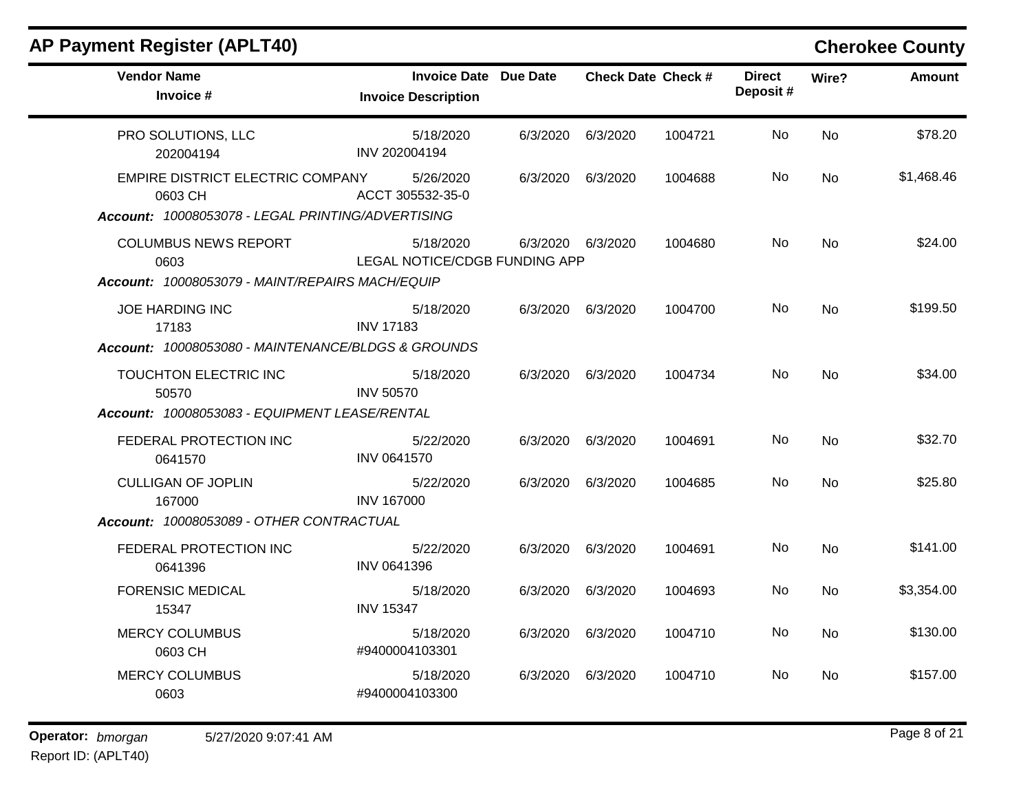## AP Payment Register (APLT40)

**Cherokee County**

| Vendor Name / Invoice # | Invoice Date / Invoice Description | Due Date | Check Date | Check # | Direct Deposit # | Wire? | Amount |
|---|---|---|---|---|---|---|---|
| PRO SOLUTIONS, LLC<br>202004194 | 5/18/2020<br>INV 202004194 | 6/3/2020 | 6/3/2020 | 1004721 | No | No | $78.20 |
| EMPIRE DISTRICT ELECTRIC COMPANY<br>0603 CH | 5/26/2020<br>ACCT 305532-35-0 | 6/3/2020 | 6/3/2020 | 1004688 | No | No | $1,468.46 |
| ***Account:** 10008053078 - LEGAL PRINTING/ADVERTISING* | | | | | | | |
| COLUMBUS NEWS REPORT<br>0603 | 5/18/2020<br>LEGAL NOTICE/CDGB FUNDING APP | 6/3/2020 | 6/3/2020 | 1004680 | No | No | $24.00 |
| ***Account:** 10008053079 - MAINT/REPAIRS MACH/EQUIP* | | | | | | | |
| JOE HARDING INC<br>17183 | 5/18/2020<br>INV 17183 | 6/3/2020 | 6/3/2020 | 1004700 | No | No | $199.50 |
| ***Account:** 10008053080 - MAINTENANCE/BLDGS & GROUNDS* | | | | | | | |
| TOUCHTON ELECTRIC INC<br>50570 | 5/18/2020<br>INV 50570 | 6/3/2020 | 6/3/2020 | 1004734 | No | No | $34.00 |
| ***Account:** 10008053083 - EQUIPMENT LEASE/RENTAL* | | | | | | | |
| FEDERAL PROTECTION INC<br>0641570 | 5/22/2020<br>INV 0641570 | 6/3/2020 | 6/3/2020 | 1004691 | No | No | $32.70 |
| CULLIGAN OF JOPLIN<br>167000 | 5/22/2020<br>INV 167000 | 6/3/2020 | 6/3/2020 | 1004685 | No | No | $25.80 |
| ***Account:** 10008053089 - OTHER CONTRACTUAL* | | | | | | | |
| FEDERAL PROTECTION INC<br>0641396 | 5/22/2020<br>INV 0641396 | 6/3/2020 | 6/3/2020 | 1004691 | No | No | $141.00 |
| FORENSIC MEDICAL<br>15347 | 5/18/2020<br>INV 15347 | 6/3/2020 | 6/3/2020 | 1004693 | No | No | $3,354.00 |
| MERCY COLUMBUS<br>0603 CH | 5/18/2020<br>#9400004103301 | 6/3/2020 | 6/3/2020 | 1004710 | No | No | $130.00 |
| MERCY COLUMBUS<br>0603 | 5/18/2020<br>#9400004103300 | 6/3/2020 | 6/3/2020 | 1004710 | No | No | $157.00 |

**Operator:** *bmorgan* 5/27/2020 9:07:41 AM

Report ID: (APLT40)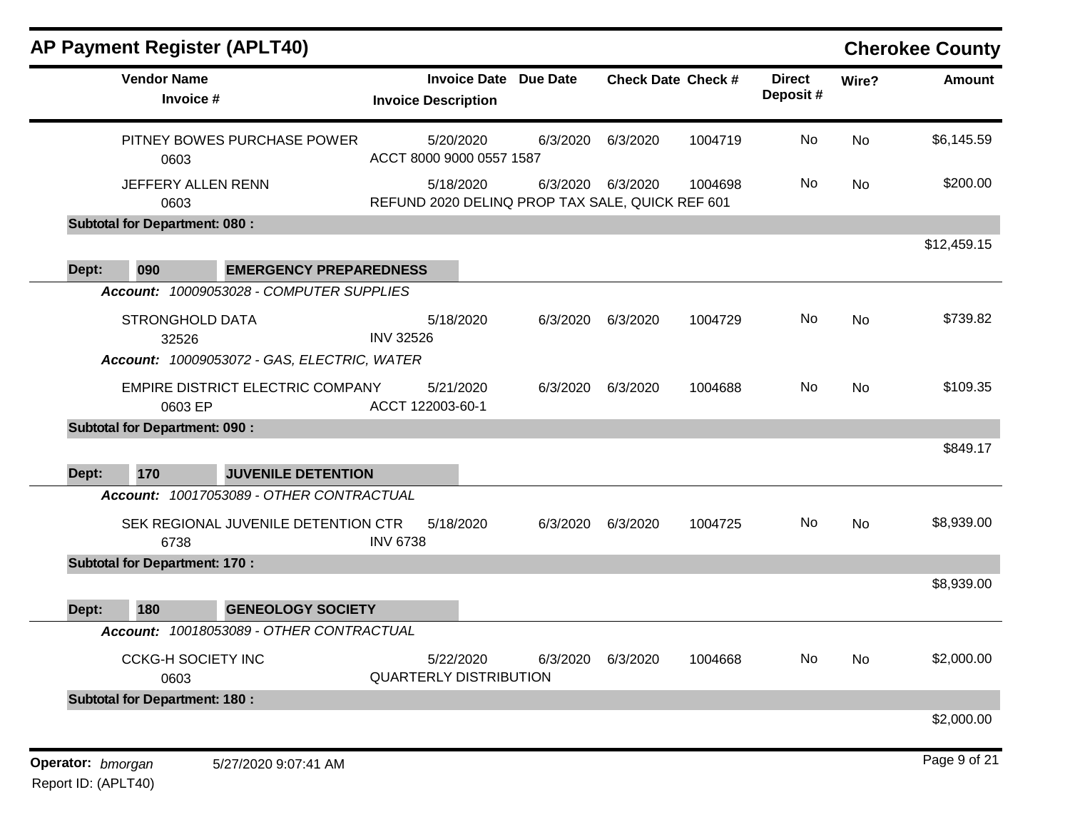## AP Payment Register (APLT40) — Cherokee County

| Vendor Name / Invoice # | Invoice Date / Invoice Description | Due Date | Check Date | Check # | Direct Deposit # | Wire? | Amount |
|---|---|---|---|---|---|---|---|
| PITNEY BOWES PURCHASE POWER<br>0603 | 5/20/2020<br>ACCT 8000 9000 0557 1587 | 6/3/2020 | 6/3/2020 | 1004719 | No | No | $6,145.59 |
| JEFFERY ALLEN RENN<br>0603 | 5/18/2020<br>REFUND 2020 DELINQ PROP TAX SALE, QUICK REF 601 | 6/3/2020 | 6/3/2020 | 1004698 | No | No | $200.00 |
| **Subtotal for Department: 080 :** | | | | | | | $12,459.15 |

**Dept: 090 EMERGENCY PREPAREDNESS**

*Account: 10009053028 - COMPUTER SUPPLIES*

| Vendor Name / Invoice # | Invoice Date / Invoice Description | Due Date | Check Date | Check # | Direct Deposit # | Wire? | Amount |
|---|---|---|---|---|---|---|---|
| STRONGHOLD DATA<br>32526 | 5/18/2020<br>INV 32526 | 6/3/2020 | 6/3/2020 | 1004729 | No | No | $739.82 |

*Account: 10009053072 - GAS, ELECTRIC, WATER*

| Vendor Name / Invoice # | Invoice Date / Invoice Description | Due Date | Check Date | Check # | Direct Deposit # | Wire? | Amount |
|---|---|---|---|---|---|---|---|
| EMPIRE DISTRICT ELECTRIC COMPANY<br>0603 EP | 5/21/2020<br>ACCT 122003-60-1 | 6/3/2020 | 6/3/2020 | 1004688 | No | No | $109.35 |
| **Subtotal for Department: 090 :** | | | | | | | $849.17 |

**Dept: 170 JUVENILE DETENTION**

*Account: 10017053089 - OTHER CONTRACTUAL*

| Vendor Name / Invoice # | Invoice Date / Invoice Description | Due Date | Check Date | Check # | Direct Deposit # | Wire? | Amount |
|---|---|---|---|---|---|---|---|
| SEK REGIONAL JUVENILE DETENTION CTR<br>6738 | 5/18/2020<br>INV 6738 | 6/3/2020 | 6/3/2020 | 1004725 | No | No | $8,939.00 |
| **Subtotal for Department: 170 :** | | | | | | | $8,939.00 |

**Dept: 180 GENEOLOGY SOCIETY**

*Account: 10018053089 - OTHER CONTRACTUAL*

| Vendor Name / Invoice # | Invoice Date / Invoice Description | Due Date | Check Date | Check # | Direct Deposit # | Wire? | Amount |
|---|---|---|---|---|---|---|---|
| CCKG-H SOCIETY INC<br>0603 | 5/22/2020<br>QUARTERLY DISTRIBUTION | 6/3/2020 | 6/3/2020 | 1004668 | No | No | $2,000.00 |
| **Subtotal for Department: 180 :** | | | | | | | $2,000.00 |

Operator: *bmorgan* 5/27/2020 9:07:41 AM

Report ID: (APLT40)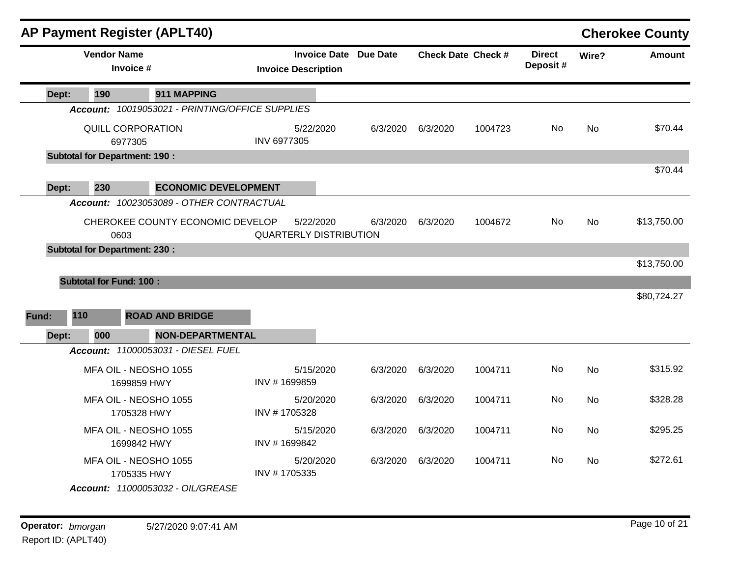## AP Payment Register (APLT40) — Cherokee County

| Vendor Name / Invoice # | Invoice Date / Invoice Description | Due Date | Check Date | Check # | Direct Deposit # | Wire? | Amount |
|---|---|---|---|---|---|---|---|
| **Dept: 190 — 911 MAPPING** | | | | | | | |
| ***Account: 10019053021 - PRINTING/OFFICE SUPPLIES*** | | | | | | | |
| QUILL CORPORATION<br>6977305 | 5/22/2020<br>INV 6977305 | 6/3/2020 | 6/3/2020 | 1004723 | No | No | $70.44 |
| **Subtotal for Department: 190 :** | | | | | | | $70.44 |
| **Dept: 230 — ECONOMIC DEVELOPMENT** | | | | | | | |
| ***Account: 10023053089 - OTHER CONTRACTUAL*** | | | | | | | |
| CHEROKEE COUNTY ECONOMIC DEVELOP<br>0603 | 5/22/2020<br>QUARTERLY DISTRIBUTION | 6/3/2020 | 6/3/2020 | 1004672 | No | No | $13,750.00 |
| **Subtotal for Department: 230 :** | | | | | | | $13,750.00 |
| **Subtotal for Fund: 100 :** | | | | | | | $80,724.27 |
| **Fund: 110 — ROAD AND BRIDGE** | | | | | | | |
| **Dept: 000 — NON-DEPARTMENTAL** | | | | | | | |
| ***Account: 11000053031 - DIESEL FUEL*** | | | | | | | |
| MFA OIL - NEOSHO 1055<br>1699859 HWY | 5/15/2020<br>INV # 1699859 | 6/3/2020 | 6/3/2020 | 1004711 | No | No | $315.92 |
| MFA OIL - NEOSHO 1055<br>1705328 HWY | 5/20/2020<br>INV # 1705328 | 6/3/2020 | 6/3/2020 | 1004711 | No | No | $328.28 |
| MFA OIL - NEOSHO 1055<br>1699842 HWY | 5/15/2020<br>INV # 1699842 | 6/3/2020 | 6/3/2020 | 1004711 | No | No | $295.25 |
| MFA OIL - NEOSHO 1055<br>1705335 HWY | 5/20/2020<br>INV # 1705335 | 6/3/2020 | 6/3/2020 | 1004711 | No | No | $272.61 |
| ***Account: 11000053032 - OIL/GREASE*** | | | | | | | |

Operator: *bmorgan* 5/27/2020 9:07:41 AM

Report ID: (APLT40)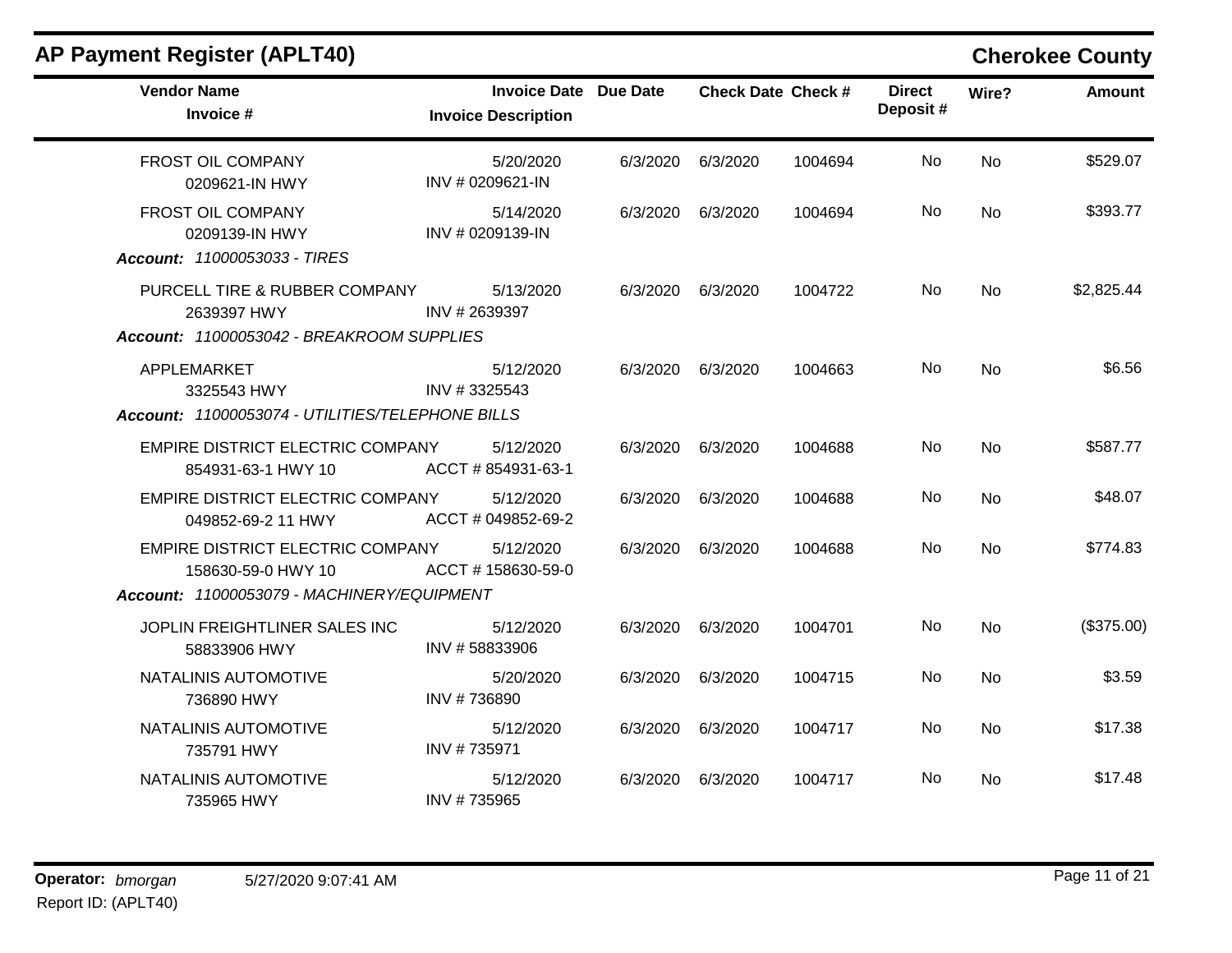## AP Payment Register (APLT40)

**Cherokee County**

| Vendor Name / Invoice # | Invoice Date / Invoice Description | Due Date | Check Date | Check # | Direct Deposit # | Wire? | Amount |
|---|---|---|---|---|---|---|---|
| FROST OIL COMPANY<br>0209621-IN HWY | 5/20/2020<br>INV # 0209621-IN | 6/3/2020 | 6/3/2020 | 1004694 | No | No | $529.07 |
| FROST OIL COMPANY<br>0209139-IN HWY | 5/14/2020<br>INV # 0209139-IN | 6/3/2020 | 6/3/2020 | 1004694 | No | No | $393.77 |
| ***Account:** 11000053033 - TIRES* | | | | | | | |
| PURCELL TIRE & RUBBER COMPANY<br>2639397 HWY | 5/13/2020<br>INV # 2639397 | 6/3/2020 | 6/3/2020 | 1004722 | No | No | $2,825.44 |
| ***Account:** 11000053042 - BREAKROOM SUPPLIES* | | | | | | | |
| APPLEMARKET<br>3325543 HWY | 5/12/2020<br>INV # 3325543 | 6/3/2020 | 6/3/2020 | 1004663 | No | No | $6.56 |
| ***Account:** 11000053074 - UTILITIES/TELEPHONE BILLS* | | | | | | | |
| EMPIRE DISTRICT ELECTRIC COMPANY<br>854931-63-1 HWY 10 | 5/12/2020<br>ACCT # 854931-63-1 | 6/3/2020 | 6/3/2020 | 1004688 | No | No | $587.77 |
| EMPIRE DISTRICT ELECTRIC COMPANY<br>049852-69-2 11 HWY | 5/12/2020<br>ACCT # 049852-69-2 | 6/3/2020 | 6/3/2020 | 1004688 | No | No | $48.07 |
| EMPIRE DISTRICT ELECTRIC COMPANY<br>158630-59-0 HWY 10 | 5/12/2020<br>ACCT # 158630-59-0 | 6/3/2020 | 6/3/2020 | 1004688 | No | No | $774.83 |
| ***Account:** 11000053079 - MACHINERY/EQUIPMENT* | | | | | | | |
| JOPLIN FREIGHTLINER SALES INC<br>58833906 HWY | 5/12/2020<br>INV # 58833906 | 6/3/2020 | 6/3/2020 | 1004701 | No | No | ($375.00) |
| NATALINIS AUTOMOTIVE<br>736890 HWY | 5/20/2020<br>INV # 736890 | 6/3/2020 | 6/3/2020 | 1004715 | No | No | $3.59 |
| NATALINIS AUTOMOTIVE<br>735791 HWY | 5/12/2020<br>INV # 735971 | 6/3/2020 | 6/3/2020 | 1004717 | No | No | $17.38 |
| NATALINIS AUTOMOTIVE<br>735965 HWY | 5/12/2020<br>INV # 735965 | 6/3/2020 | 6/3/2020 | 1004717 | No | No | $17.48 |

**Operator:** *bmorgan* 5/27/2020 9:07:41 AM

Report ID: (APLT40)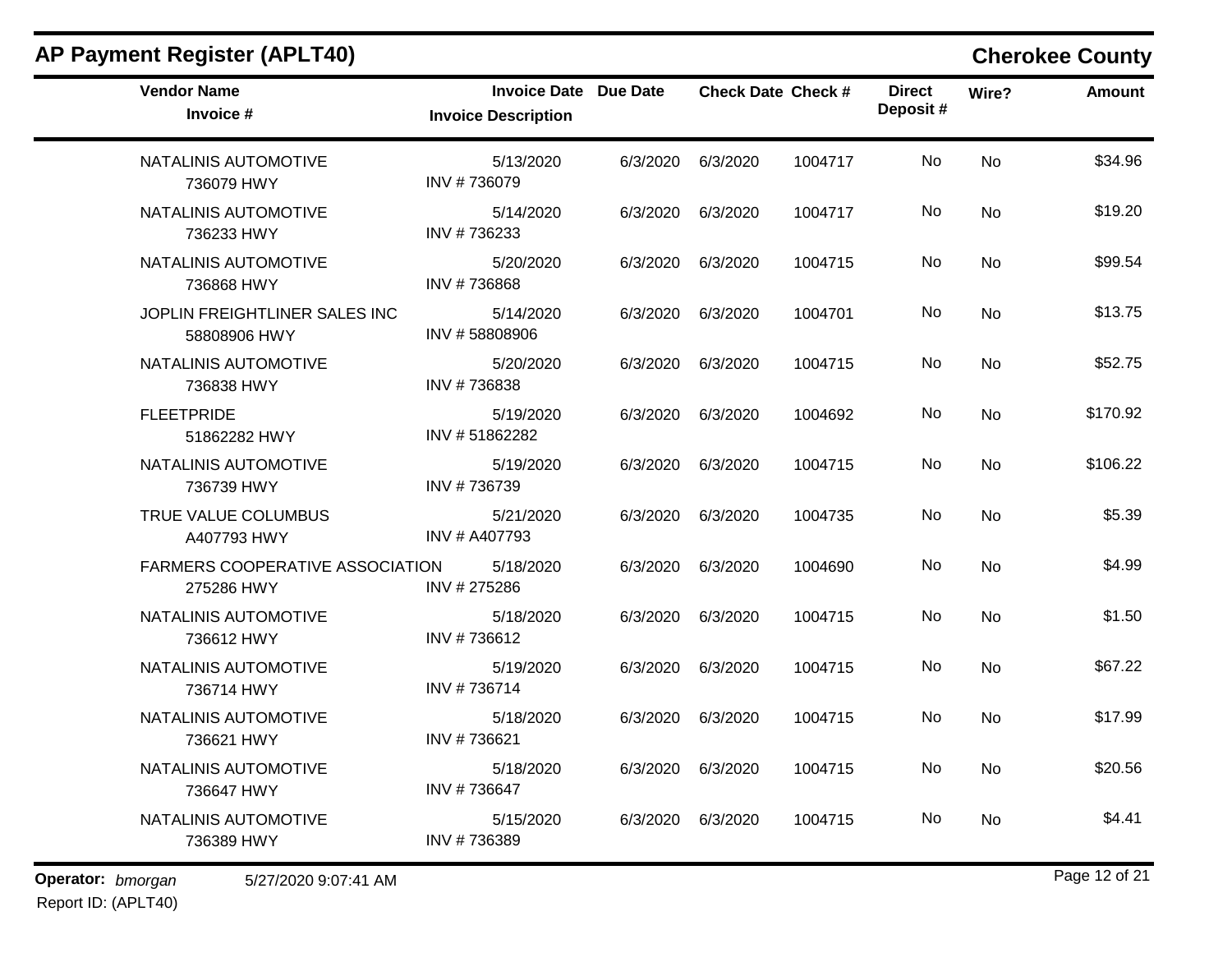## AP Payment Register (APLT40)

## Cherokee County

| Vendor Name<br>Invoice # | Invoice Date<br>Invoice Description | Due Date | Check Date | Check # | Direct Deposit # | Wire? | Amount |
|---|---|---|---|---|---|---|---|
| NATALINIS AUTOMOTIVE<br>736079 HWY | 5/13/2020<br>INV # 736079 | 6/3/2020 | 6/3/2020 | 1004717 | No | No | $34.96 |
| NATALINIS AUTOMOTIVE<br>736233 HWY | 5/14/2020<br>INV # 736233 | 6/3/2020 | 6/3/2020 | 1004717 | No | No | $19.20 |
| NATALINIS AUTOMOTIVE<br>736868 HWY | 5/20/2020<br>INV # 736868 | 6/3/2020 | 6/3/2020 | 1004715 | No | No | $99.54 |
| JOPLIN FREIGHTLINER SALES INC<br>58808906 HWY | 5/14/2020<br>INV # 58808906 | 6/3/2020 | 6/3/2020 | 1004701 | No | No | $13.75 |
| NATALINIS AUTOMOTIVE<br>736838 HWY | 5/20/2020<br>INV # 736838 | 6/3/2020 | 6/3/2020 | 1004715 | No | No | $52.75 |
| FLEETPRIDE<br>51862282 HWY | 5/19/2020<br>INV # 51862282 | 6/3/2020 | 6/3/2020 | 1004692 | No | No | $170.92 |
| NATALINIS AUTOMOTIVE<br>736739 HWY | 5/19/2020<br>INV # 736739 | 6/3/2020 | 6/3/2020 | 1004715 | No | No | $106.22 |
| TRUE VALUE COLUMBUS<br>A407793 HWY | 5/21/2020<br>INV # A407793 | 6/3/2020 | 6/3/2020 | 1004735 | No | No | $5.39 |
| FARMERS COOPERATIVE ASSOCIATION<br>275286 HWY | 5/18/2020<br>INV # 275286 | 6/3/2020 | 6/3/2020 | 1004690 | No | No | $4.99 |
| NATALINIS AUTOMOTIVE<br>736612 HWY | 5/18/2020<br>INV # 736612 | 6/3/2020 | 6/3/2020 | 1004715 | No | No | $1.50 |
| NATALINIS AUTOMOTIVE<br>736714 HWY | 5/19/2020<br>INV # 736714 | 6/3/2020 | 6/3/2020 | 1004715 | No | No | $67.22 |
| NATALINIS AUTOMOTIVE<br>736621 HWY | 5/18/2020<br>INV # 736621 | 6/3/2020 | 6/3/2020 | 1004715 | No | No | $17.99 |
| NATALINIS AUTOMOTIVE<br>736647 HWY | 5/18/2020<br>INV # 736647 | 6/3/2020 | 6/3/2020 | 1004715 | No | No | $20.56 |
| NATALINIS AUTOMOTIVE<br>736389 HWY | 5/15/2020<br>INV # 736389 | 6/3/2020 | 6/3/2020 | 1004715 | No | No | $4.41 |

**Operator:** *bmorgan* 5/27/2020 9:07:41 AM

Report ID: (APLT40)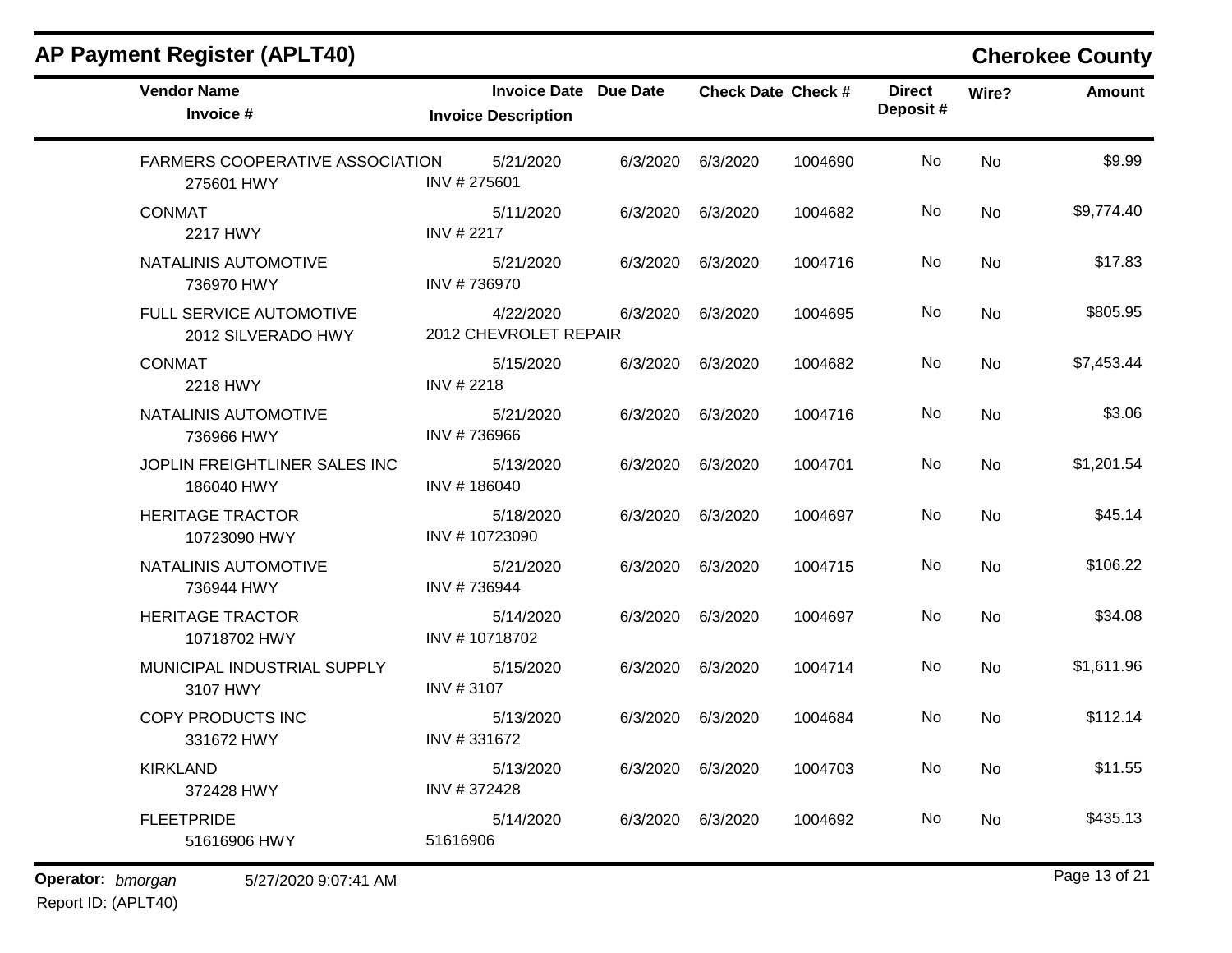# AP Payment Register (APLT40)

**Cherokee County**

| Vendor Name / Invoice # | Invoice Date / Invoice Description | Due Date | Check Date | Check # | Direct Deposit # | Wire? | Amount |
|---|---|---|---|---|---|---|---|
| FARMERS COOPERATIVE ASSOCIATION<br>275601 HWY | 5/21/2020<br>INV # 275601 | 6/3/2020 | 6/3/2020 | 1004690 | No | No | $9.99 |
| CONMAT<br>2217 HWY | 5/11/2020<br>INV # 2217 | 6/3/2020 | 6/3/2020 | 1004682 | No | No | $9,774.40 |
| NATALINIS AUTOMOTIVE<br>736970 HWY | 5/21/2020<br>INV # 736970 | 6/3/2020 | 6/3/2020 | 1004716 | No | No | $17.83 |
| FULL SERVICE AUTOMOTIVE<br>2012 SILVERADO HWY | 4/22/2020<br>2012 CHEVROLET REPAIR | 6/3/2020 | 6/3/2020 | 1004695 | No | No | $805.95 |
| CONMAT<br>2218 HWY | 5/15/2020<br>INV # 2218 | 6/3/2020 | 6/3/2020 | 1004682 | No | No | $7,453.44 |
| NATALINIS AUTOMOTIVE<br>736966 HWY | 5/21/2020<br>INV # 736966 | 6/3/2020 | 6/3/2020 | 1004716 | No | No | $3.06 |
| JOPLIN FREIGHTLINER SALES INC<br>186040 HWY | 5/13/2020<br>INV # 186040 | 6/3/2020 | 6/3/2020 | 1004701 | No | No | $1,201.54 |
| HERITAGE TRACTOR<br>10723090 HWY | 5/18/2020<br>INV # 10723090 | 6/3/2020 | 6/3/2020 | 1004697 | No | No | $45.14 |
| NATALINIS AUTOMOTIVE<br>736944 HWY | 5/21/2020<br>INV # 736944 | 6/3/2020 | 6/3/2020 | 1004715 | No | No | $106.22 |
| HERITAGE TRACTOR<br>10718702 HWY | 5/14/2020<br>INV # 10718702 | 6/3/2020 | 6/3/2020 | 1004697 | No | No | $34.08 |
| MUNICIPAL INDUSTRIAL SUPPLY<br>3107 HWY | 5/15/2020<br>INV # 3107 | 6/3/2020 | 6/3/2020 | 1004714 | No | No | $1,611.96 |
| COPY PRODUCTS INC<br>331672 HWY | 5/13/2020<br>INV # 331672 | 6/3/2020 | 6/3/2020 | 1004684 | No | No | $112.14 |
| KIRKLAND<br>372428 HWY | 5/13/2020<br>INV # 372428 | 6/3/2020 | 6/3/2020 | 1004703 | No | No | $11.55 |
| FLEETPRIDE<br>51616906 HWY | 5/14/2020<br>51616906 | 6/3/2020 | 6/3/2020 | 1004692 | No | No | $435.13 |

**Operator:** *bmorgan* 5/27/2020 9:07:41 AM

Report ID: (APLT40)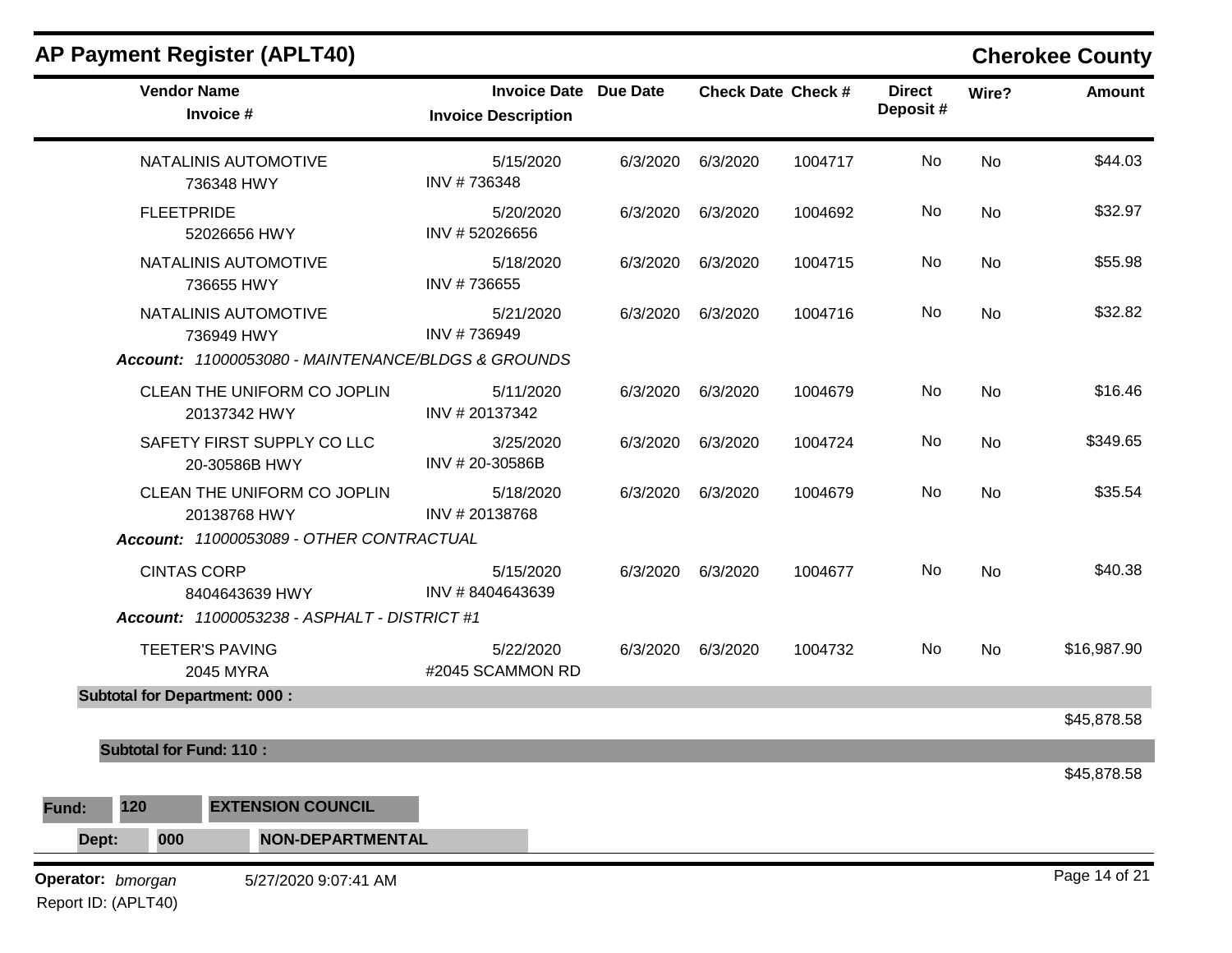## AP Payment Register (APLT40) — Cherokee County

| Vendor Name / Invoice # | Invoice Date / Invoice Description | Due Date | Check Date | Check # | Direct Deposit # | Wire? | Amount |
|---|---|---|---|---|---|---|---|
| NATALINIS AUTOMOTIVE<br>736348 HWY | 5/15/2020<br>INV # 736348 | 6/3/2020 | 6/3/2020 | 1004717 | No | No | $44.03 |
| FLEETPRIDE<br>52026656 HWY | 5/20/2020<br>INV # 52026656 | 6/3/2020 | 6/3/2020 | 1004692 | No | No | $32.97 |
| NATALINIS AUTOMOTIVE<br>736655 HWY | 5/18/2020<br>INV # 736655 | 6/3/2020 | 6/3/2020 | 1004715 | No | No | $55.98 |
| NATALINIS AUTOMOTIVE<br>736949 HWY | 5/21/2020<br>INV # 736949 | 6/3/2020 | 6/3/2020 | 1004716 | No | No | $32.82 |
| ***Account: 11000053080 - MAINTENANCE/BLDGS & GROUNDS*** | | | | | | | |
| CLEAN THE UNIFORM CO JOPLIN<br>20137342 HWY | 5/11/2020<br>INV # 20137342 | 6/3/2020 | 6/3/2020 | 1004679 | No | No | $16.46 |
| SAFETY FIRST SUPPLY CO LLC<br>20-30586B HWY | 3/25/2020<br>INV # 20-30586B | 6/3/2020 | 6/3/2020 | 1004724 | No | No | $349.65 |
| CLEAN THE UNIFORM CO JOPLIN<br>20138768 HWY | 5/18/2020<br>INV # 20138768 | 6/3/2020 | 6/3/2020 | 1004679 | No | No | $35.54 |
| ***Account: 11000053089 - OTHER CONTRACTUAL*** | | | | | | | |
| CINTAS CORP<br>8404643639 HWY | 5/15/2020<br>INV # 8404643639 | 6/3/2020 | 6/3/2020 | 1004677 | No | No | $40.38 |
| ***Account: 11000053238 - ASPHALT - DISTRICT #1*** | | | | | | | |
| TEETER'S PAVING<br>2045 MYRA | 5/22/2020<br>#2045 SCAMMON RD | 6/3/2020 | 6/3/2020 | 1004732 | No | No | $16,987.90 |
| **Subtotal for Department: 000 :** | | | | | | | $45,878.58 |
| **Subtotal for Fund: 110 :** | | | | | | | $45,878.58 |

**Fund:** 120 **EXTENSION COUNCIL**

**Dept:** 000 **NON-DEPARTMENTAL**

**Operator:** *bmorgan* 5/27/2020 9:07:41 AM

Report ID: (APLT40)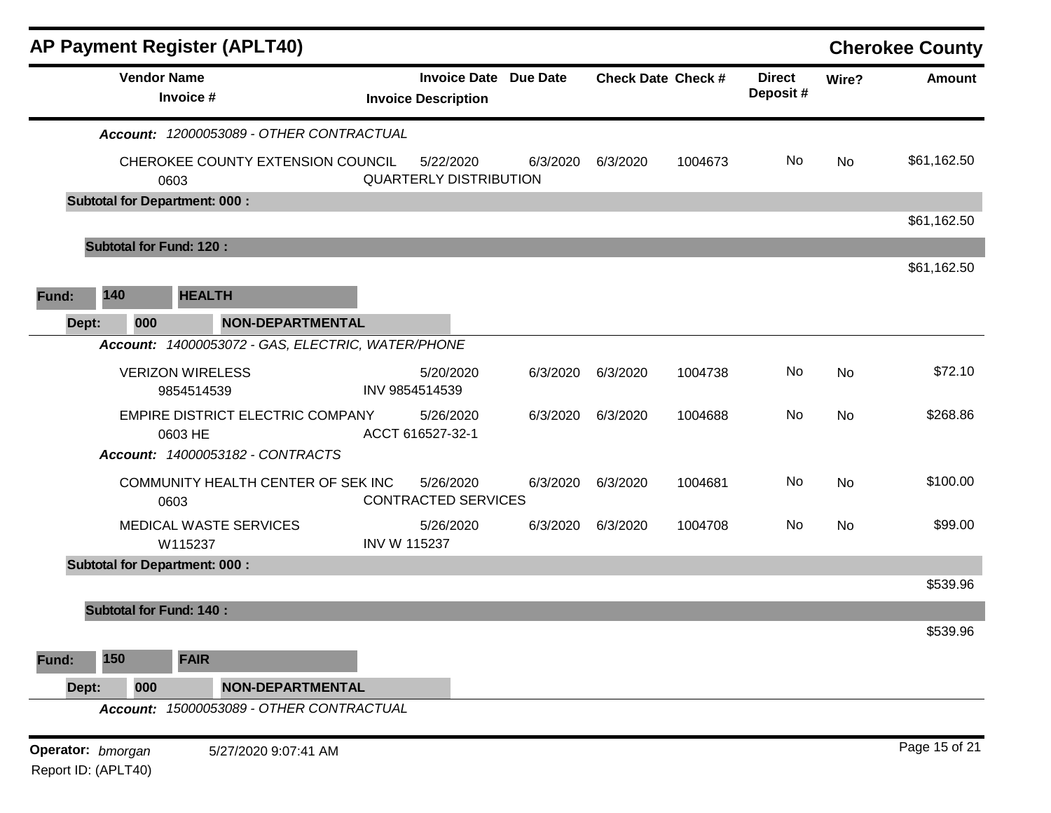## AP Payment Register (APLT40) — Cherokee County

| Vendor Name / Invoice # | Invoice Date / Invoice Description | Due Date | Check Date | Check # | Direct Deposit # | Wire? | Amount |
|---|---|---|---|---|---|---|---|
| ***Account:** 12000053089 - OTHER CONTRACTUAL* | | | | | | | |
| CHEROKEE COUNTY EXTENSION COUNCIL<br>0603 | 5/22/2020<br>QUARTERLY DISTRIBUTION | 6/3/2020 | 6/3/2020 | 1004673 | No | No | $61,162.50 |
| **Subtotal for Department: 000 :** | | | | | | | $61,162.50 |
| **Subtotal for Fund: 120 :** | | | | | | | $61,162.50 |

**Fund:** 140 **HEALTH**

**Dept:** 000 **NON-DEPARTMENTAL**

| Vendor Name / Invoice # | Invoice Date / Invoice Description | Due Date | Check Date | Check # | Direct Deposit # | Wire? | Amount |
|---|---|---|---|---|---|---|---|
| ***Account:** 14000053072 - GAS, ELECTRIC, WATER/PHONE* | | | | | | | |
| VERIZON WIRELESS<br>9854514539 | 5/20/2020<br>INV 9854514539 | 6/3/2020 | 6/3/2020 | 1004738 | No | No | $72.10 |
| EMPIRE DISTRICT ELECTRIC COMPANY<br>0603 HE | 5/26/2020<br>ACCT 616527-32-1 | 6/3/2020 | 6/3/2020 | 1004688 | No | No | $268.86 |
| ***Account:** 14000053182 - CONTRACTS* | | | | | | | |
| COMMUNITY HEALTH CENTER OF SEK INC<br>0603 | 5/26/2020<br>CONTRACTED SERVICES | 6/3/2020 | 6/3/2020 | 1004681 | No | No | $100.00 |
| MEDICAL WASTE SERVICES<br>W115237 | 5/26/2020<br>INV W 115237 | 6/3/2020 | 6/3/2020 | 1004708 | No | No | $99.00 |
| **Subtotal for Department: 000 :** | | | | | | | $539.96 |
| **Subtotal for Fund: 140 :** | | | | | | | $539.96 |

**Fund:** 150 **FAIR**

**Dept:** 000 **NON-DEPARTMENTAL**

***Account:** 15000053089 - OTHER CONTRACTUAL*

**Operator:** *bmorgan* 5/27/2020 9:07:41 AM

Report ID: (APLT40)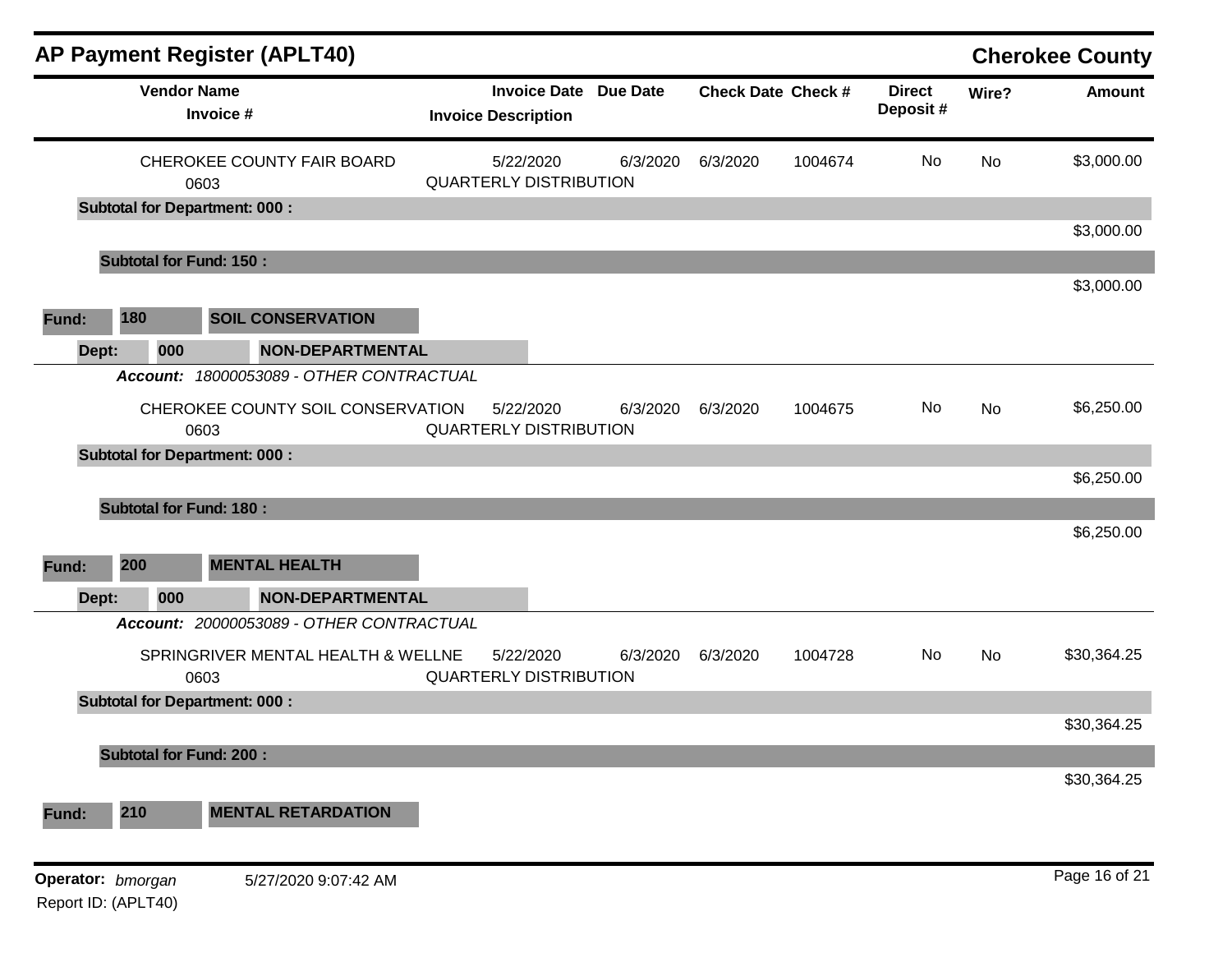# AP Payment Register (APLT40)

**Cherokee County**

| Vendor Name / Invoice # | Invoice Date / Invoice Description | Due Date | Check Date | Check # | Direct Deposit # | Wire? | Amount |
|---|---|---|---|---|---|---|---|
| CHEROKEE COUNTY FAIR BOARD<br>0603 | 5/22/2020<br>QUARTERLY DISTRIBUTION | 6/3/2020 | 6/3/2020 | 1004674 | No | No | $3,000.00 |
| **Subtotal for Department: 000 :** | | | | | | | $3,000.00 |
| **Subtotal for Fund: 150 :** | | | | | | | $3,000.00 |

**Fund: 180 SOIL CONSERVATION**

**Dept: 000 NON-DEPARTMENTAL**

***Account:*** *18000053089 - OTHER CONTRACTUAL*

| Vendor Name / Invoice # | Invoice Date / Invoice Description | Due Date | Check Date | Check # | Direct Deposit # | Wire? | Amount |
|---|---|---|---|---|---|---|---|
| CHEROKEE COUNTY SOIL CONSERVATION<br>0603 | 5/22/2020<br>QUARTERLY DISTRIBUTION | 6/3/2020 | 6/3/2020 | 1004675 | No | No | $6,250.00 |
| **Subtotal for Department: 000 :** | | | | | | | $6,250.00 |
| **Subtotal for Fund: 180 :** | | | | | | | $6,250.00 |

**Fund: 200 MENTAL HEALTH**

**Dept: 000 NON-DEPARTMENTAL**

***Account:*** *20000053089 - OTHER CONTRACTUAL*

| Vendor Name / Invoice # | Invoice Date / Invoice Description | Due Date | Check Date | Check # | Direct Deposit # | Wire? | Amount |
|---|---|---|---|---|---|---|---|
| SPRINGRIVER MENTAL HEALTH & WELLNE<br>0603 | 5/22/2020<br>QUARTERLY DISTRIBUTION | 6/3/2020 | 6/3/2020 | 1004728 | No | No | $30,364.25 |
| **Subtotal for Department: 000 :** | | | | | | | $30,364.25 |
| **Subtotal for Fund: 200 :** | | | | | | | $30,364.25 |

**Fund: 210 MENTAL RETARDATION**

**Operator:** *bmorgan* 5/27/2020 9:07:42 AM

Report ID: (APLT40)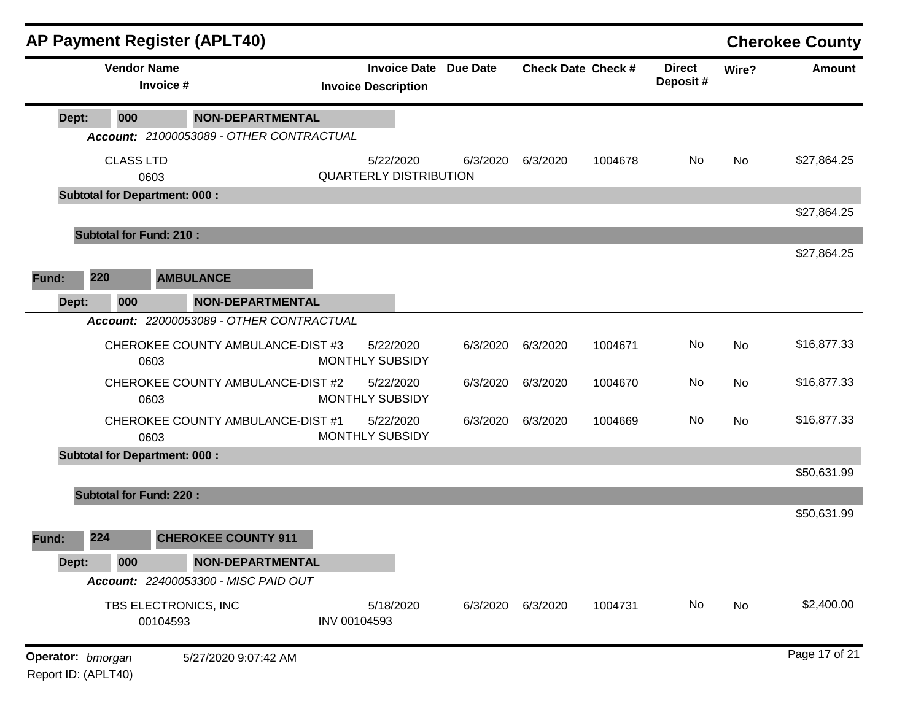## AP Payment Register (APLT40)

**Cherokee County**

| Vendor Name / Invoice # | Invoice Date / Invoice Description | Due Date | Check Date | Check # | Direct Deposit # | Wire? | Amount |
|---|---|---|---|---|---|---|---|
| **Dept: 000 NON-DEPARTMENTAL** | | | | | | | |
| ***Account: 21000053089 - OTHER CONTRACTUAL*** | | | | | | | |
| CLASS LTD<br>0603 | 5/22/2020<br>QUARTERLY DISTRIBUTION | 6/3/2020 | 6/3/2020 | 1004678 | No | No | $27,864.25 |
| **Subtotal for Department: 000 :** | | | | | | | $27,864.25 |
| **Subtotal for Fund: 210 :** | | | | | | | $27,864.25 |
| **Fund: 220 AMBULANCE** | | | | | | | |
| **Dept: 000 NON-DEPARTMENTAL** | | | | | | | |
| ***Account: 22000053089 - OTHER CONTRACTUAL*** | | | | | | | |
| CHEROKEE COUNTY AMBULANCE-DIST #3<br>0603 | 5/22/2020<br>MONTHLY SUBSIDY | 6/3/2020 | 6/3/2020 | 1004671 | No | No | $16,877.33 |
| CHEROKEE COUNTY AMBULANCE-DIST #2<br>0603 | 5/22/2020<br>MONTHLY SUBSIDY | 6/3/2020 | 6/3/2020 | 1004670 | No | No | $16,877.33 |
| CHEROKEE COUNTY AMBULANCE-DIST #1<br>0603 | 5/22/2020<br>MONTHLY SUBSIDY | 6/3/2020 | 6/3/2020 | 1004669 | No | No | $16,877.33 |
| **Subtotal for Department: 000 :** | | | | | | | $50,631.99 |
| **Subtotal for Fund: 220 :** | | | | | | | $50,631.99 |
| **Fund: 224 CHEROKEE COUNTY 911** | | | | | | | |
| **Dept: 000 NON-DEPARTMENTAL** | | | | | | | |
| ***Account: 22400053300 - MISC PAID OUT*** | | | | | | | |
| TBS ELECTRONICS, INC<br>00104593 | 5/18/2020<br>INV 00104593 | 6/3/2020 | 6/3/2020 | 1004731 | No | No | $2,400.00 |

**Operator:** *bmorgan* 5/27/2020 9:07:42 AM

Report ID: (APLT40)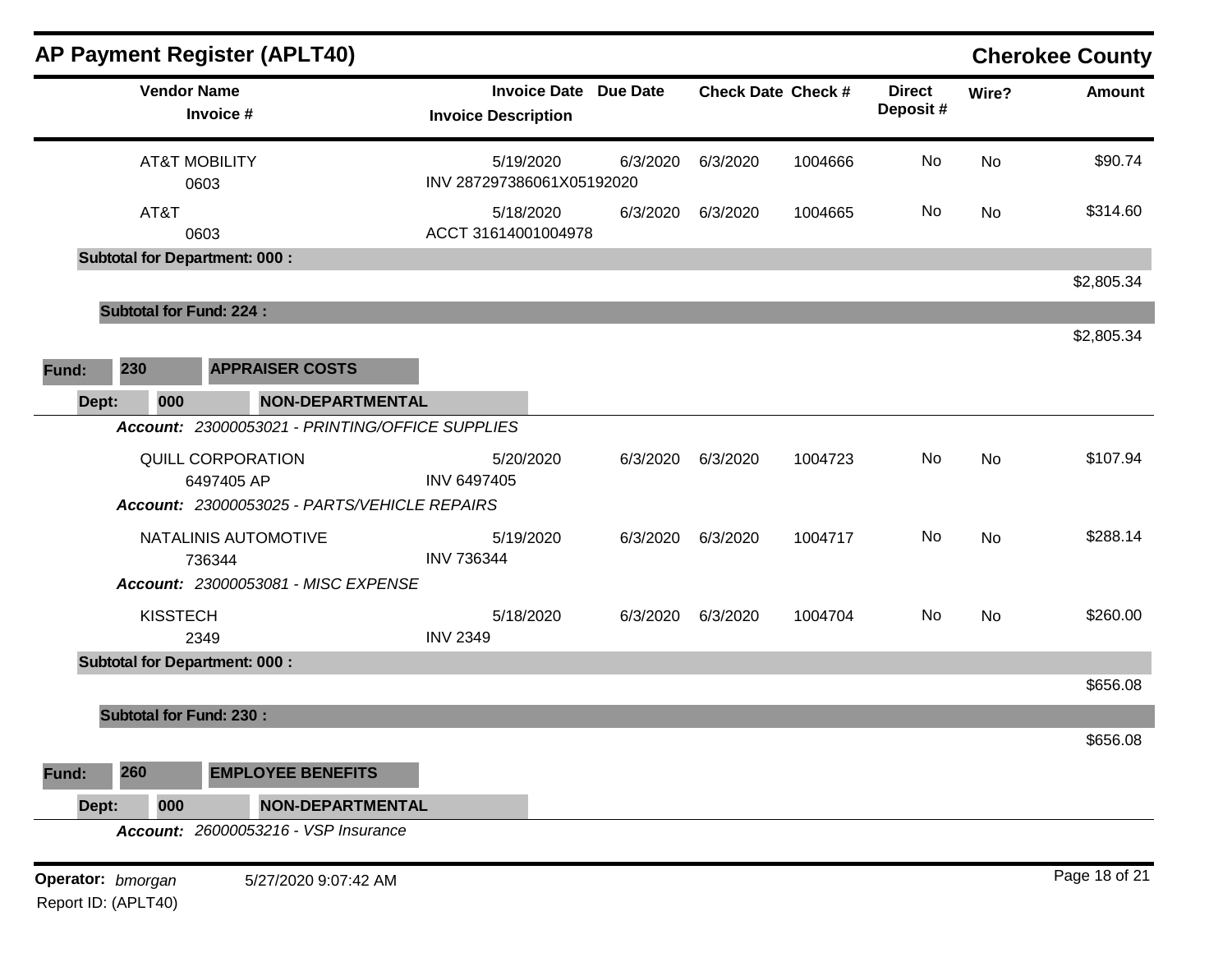## AP Payment Register (APLT40)

**Cherokee County**

| Vendor Name / Invoice # | Invoice Date / Invoice Description | Due Date | Check Date | Check # | Direct Deposit # | Wire? | Amount |
|---|---|---|---|---|---|---|---|
| AT&T MOBILITY<br>0603 | 5/19/2020<br>INV 287297386061X05192020 | 6/3/2020 | 6/3/2020 | 1004666 | No | No | $90.74 |
| AT&T<br>0603 | 5/18/2020<br>ACCT 31614001004978 | 6/3/2020 | 6/3/2020 | 1004665 | No | No | $314.60 |
| **Subtotal for Department: 000 :** | | | | | | | $2,805.34 |
| **Subtotal for Fund: 224 :** | | | | | | | $2,805.34 |

**Fund: 230 APPRAISER COSTS**

**Dept: 000 NON-DEPARTMENTAL**

| Vendor Name / Invoice # | Invoice Date / Invoice Description | Due Date | Check Date | Check # | Direct Deposit # | Wire? | Amount |
|---|---|---|---|---|---|---|---|
| ***Account: 23000053021 - PRINTING/OFFICE SUPPLIES*** | | | | | | | |
| QUILL CORPORATION<br>6497405 AP | 5/20/2020<br>INV 6497405 | 6/3/2020 | 6/3/2020 | 1004723 | No | No | $107.94 |
| ***Account: 23000053025 - PARTS/VEHICLE REPAIRS*** | | | | | | | |
| NATALINIS AUTOMOTIVE<br>736344 | 5/19/2020<br>INV 736344 | 6/3/2020 | 6/3/2020 | 1004717 | No | No | $288.14 |
| ***Account: 23000053081 - MISC EXPENSE*** | | | | | | | |
| KISSTECH<br>2349 | 5/18/2020<br>INV 2349 | 6/3/2020 | 6/3/2020 | 1004704 | No | No | $260.00 |
| **Subtotal for Department: 000 :** | | | | | | | $656.08 |
| **Subtotal for Fund: 230 :** | | | | | | | $656.08 |

**Fund: 260 EMPLOYEE BENEFITS**

**Dept: 000 NON-DEPARTMENTAL**

***Account: 26000053216 - VSP Insurance***

**Operator:** *bmorgan* 5/27/2020 9:07:42 AM

Report ID: (APLT40)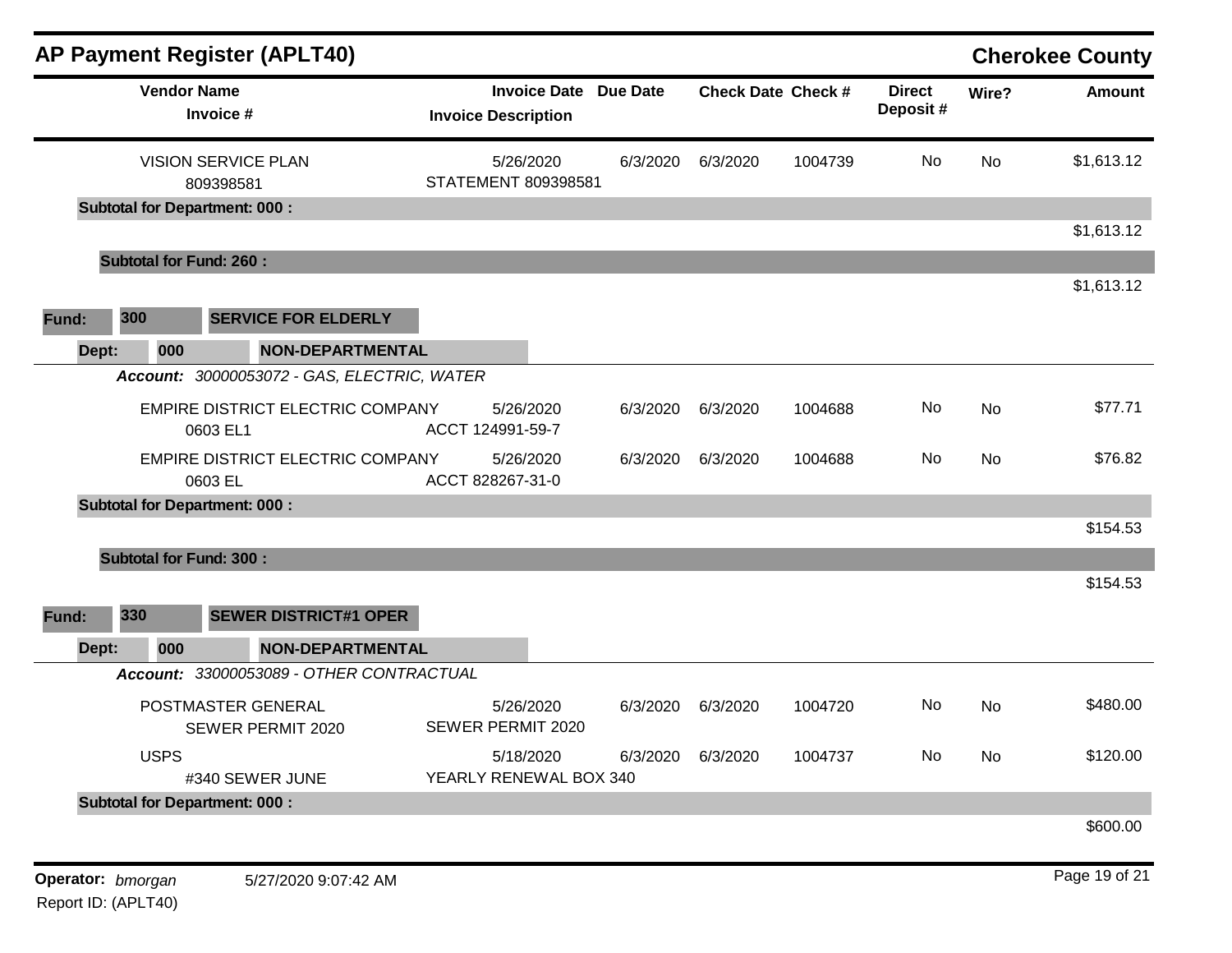## AP Payment Register (APLT40)

**Cherokee County**

| Vendor Name / Invoice # | Invoice Date / Invoice Description | Due Date | Check Date | Check # | Direct Deposit # | Wire? | Amount |
|---|---|---|---|---|---|---|---|
| VISION SERVICE PLAN<br>809398581 | 5/26/2020<br>STATEMENT 809398581 | 6/3/2020 | 6/3/2020 | 1004739 | No | No | $1,613.12 |
| **Subtotal for Department: 000 :** | | | | | | | $1,613.12 |
| **Subtotal for Fund: 260 :** | | | | | | | $1,613.12 |

**Fund: 300 SERVICE FOR ELDERLY**

**Dept: 000 NON-DEPARTMENTAL**

***Account:*** *30000053072 - GAS, ELECTRIC, WATER*

| Vendor Name / Invoice # | Invoice Date / Invoice Description | Due Date | Check Date | Check # | Direct Deposit # | Wire? | Amount |
|---|---|---|---|---|---|---|---|
| EMPIRE DISTRICT ELECTRIC COMPANY<br>0603 EL1 | 5/26/2020<br>ACCT 124991-59-7 | 6/3/2020 | 6/3/2020 | 1004688 | No | No | $77.71 |
| EMPIRE DISTRICT ELECTRIC COMPANY<br>0603 EL | 5/26/2020<br>ACCT 828267-31-0 | 6/3/2020 | 6/3/2020 | 1004688 | No | No | $76.82 |
| **Subtotal for Department: 000 :** | | | | | | | $154.53 |
| **Subtotal for Fund: 300 :** | | | | | | | $154.53 |

**Fund: 330 SEWER DISTRICT#1 OPER**

**Dept: 000 NON-DEPARTMENTAL**

***Account:*** *33000053089 - OTHER CONTRACTUAL*

| Vendor Name / Invoice # | Invoice Date / Invoice Description | Due Date | Check Date | Check # | Direct Deposit # | Wire? | Amount |
|---|---|---|---|---|---|---|---|
| POSTMASTER GENERAL<br>SEWER PERMIT 2020 | 5/26/2020<br>SEWER PERMIT 2020 | 6/3/2020 | 6/3/2020 | 1004720 | No | No | $480.00 |
| USPS<br>#340 SEWER JUNE | 5/18/2020<br>YEARLY RENEWAL BOX 340 | 6/3/2020 | 6/3/2020 | 1004737 | No | No | $120.00 |
| **Subtotal for Department: 000 :** | | | | | | | $600.00 |

**Operator:** *bmorgan* 5/27/2020 9:07:42 AM

Report ID: (APLT40)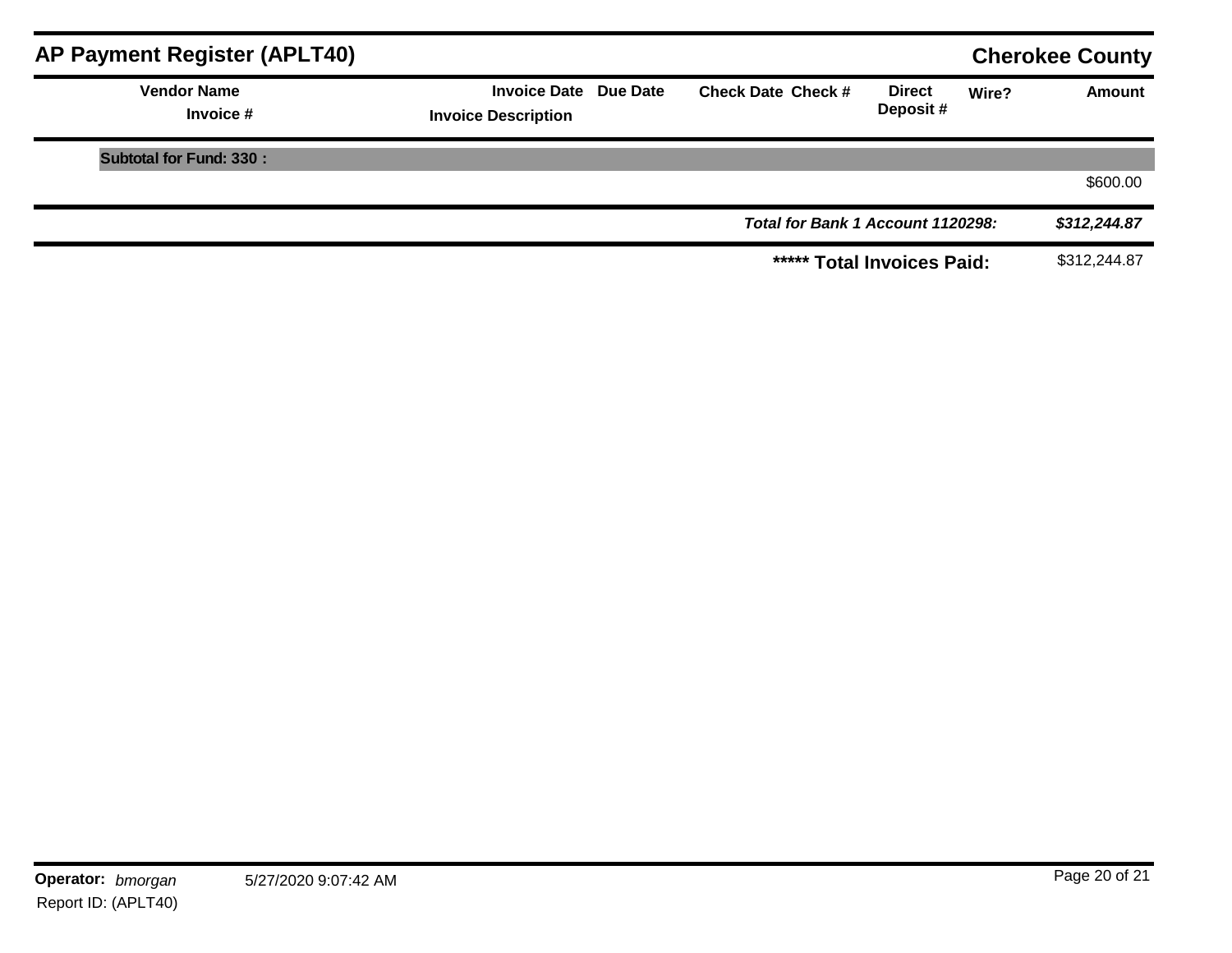## AP Payment Register (APLT40)

**Cherokee County**

| Vendor Name<br>Invoice # | Invoice Date<br>Invoice Description | Due Date | Check Date | Check # | Direct Deposit # | Wire? | Amount |
|---|---|---|---|---|---|---|---|
| **Subtotal for Fund: 330 :** | | | | | | | $600.00 |
| | | | | | | ***Total for Bank 1 Account 1120298:*** | ***$312,244.87*** |
| | | | | | | **\*\*\*\*\* Total Invoices Paid:** | $312,244.87 |

**Operator:** *bmorgan* 5/27/2020 9:07:42 AM

Report ID: (APLT40)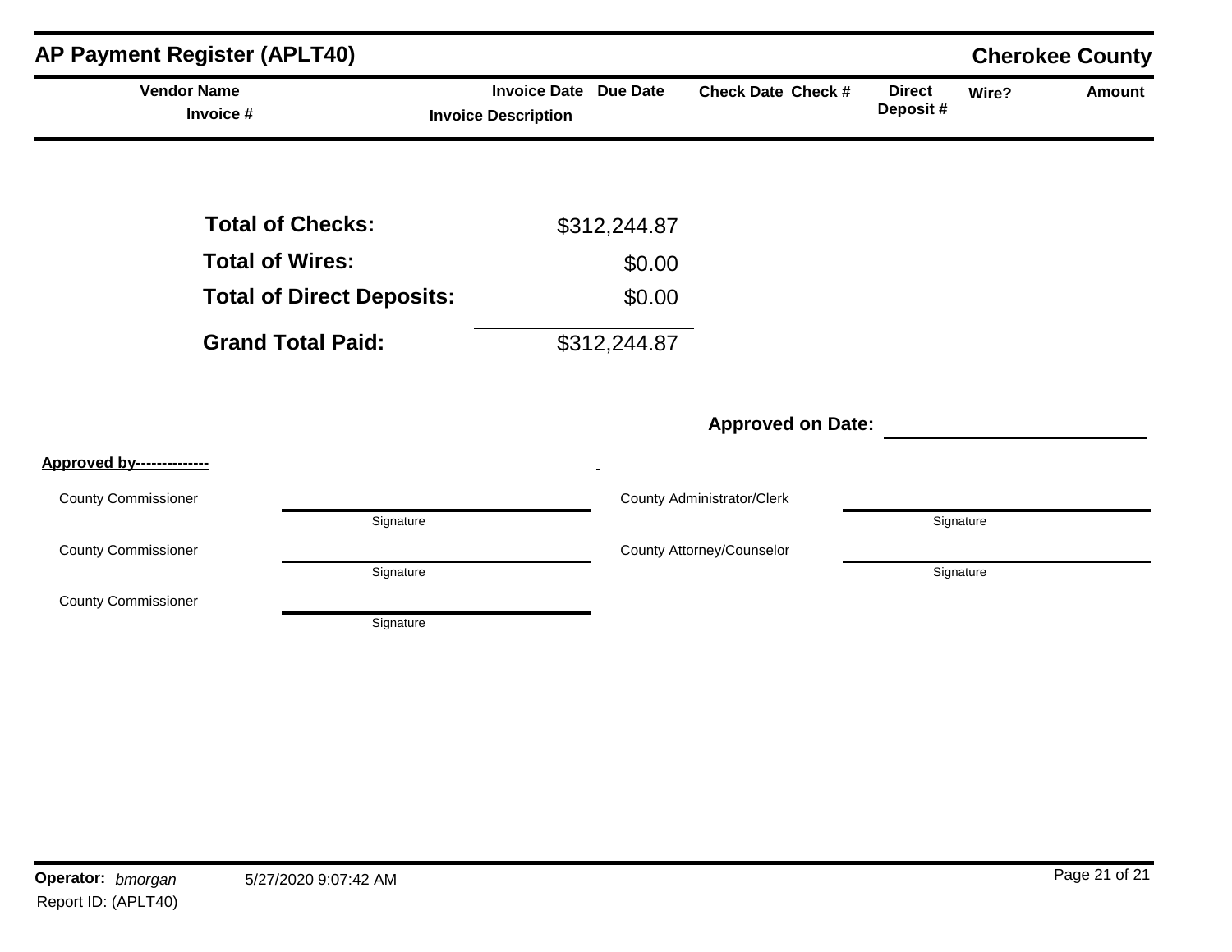## AP Payment Register (APLT40)

**Cherokee County**

| Vendor Name / Invoice # | Invoice Date / Invoice Description | Due Date | Check Date | Check # | Direct Deposit # | Wire? | Amount |
|---|---|---|---|---|---|---|---|

| | |
|---|---|
| **Total of Checks:** | $312,244.87 |
| **Total of Wires:** | $0.00 |
| **Total of Direct Deposits:** | $0.00 |
| **Grand Total Paid:** | $312,244.87 |

**Approved on Date:** ______________________

**Approved by--------------**

County Commissioner ______________________ Signature

County Administrator/Clerk ______________________ Signature

County Commissioner ______________________ Signature

County Attorney/Counselor ______________________ Signature

County Commissioner ______________________ Signature

**Operator:** *bmorgan* 5/27/2020 9:07:42 AM

Report ID: (APLT40)